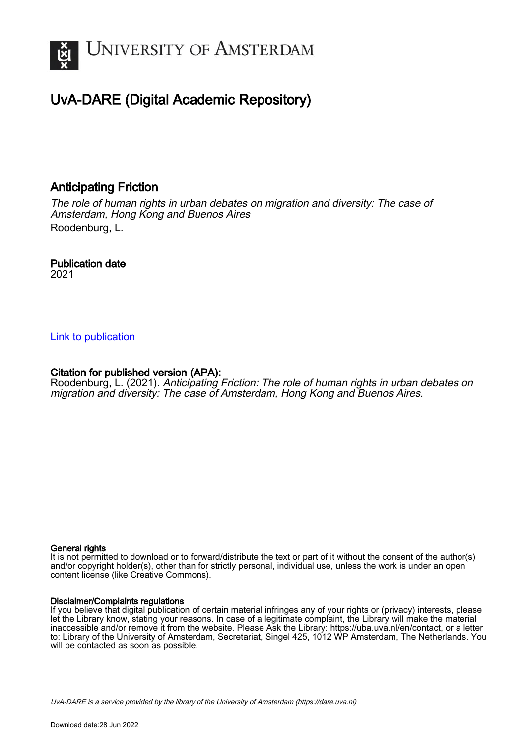# UNIVERSITY OF AMSTERDAM

## UvA-DARE (Digital Academic Repository)

### Anticipating Friction

*The role of human rights in urban debates on migration and diversity: The case of Amsterdam, Hong Kong and Buenos Aires*

Roodenburg, L.

**Publication date**
2021

Link to publication

**Citation for published version (APA):**
Roodenburg, L. (2021). *Anticipating Friction: The role of human rights in urban debates on migration and diversity: The case of Amsterdam, Hong Kong and Buenos Aires*.

**General rights**
It is not permitted to download or to forward/distribute the text or part of it without the consent of the author(s) and/or copyright holder(s), other than for strictly personal, individual use, unless the work is under an open content license (like Creative Commons).

**Disclaimer/Complaints regulations**
If you believe that digital publication of certain material infringes any of your rights or (privacy) interests, please let the Library know, stating your reasons. In case of a legitimate complaint, the Library will make the material inaccessible and/or remove it from the website. Please Ask the Library: https://uba.uva.nl/en/contact, or a letter to: Library of the University of Amsterdam, Secretariat, Singel 425, 1012 WP Amsterdam, The Netherlands. You will be contacted as soon as possible.

*UvA-DARE is a service provided by the library of the University of Amsterdam (https://dare.uva.nl)*

Download date:28 Jun 2022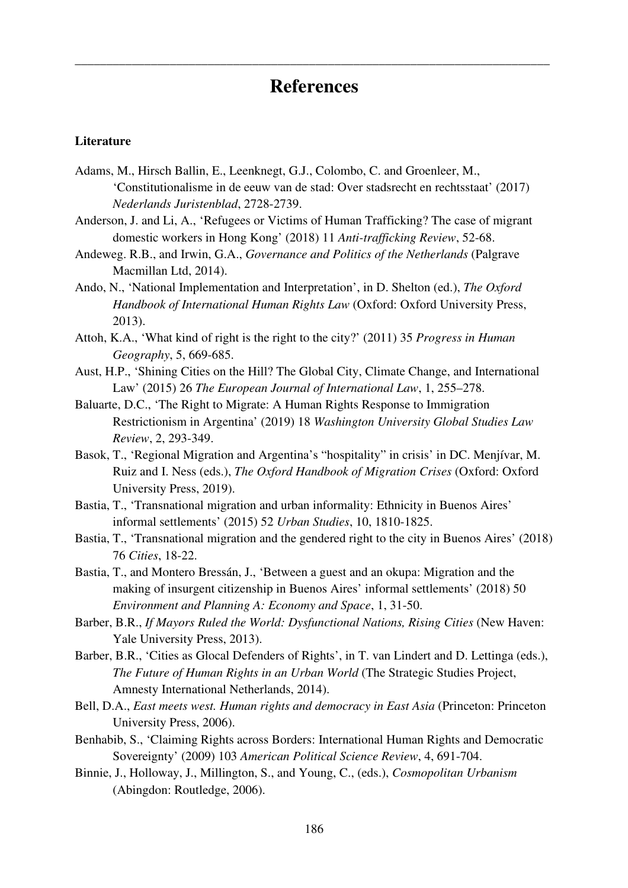# References

### Literature

Adams, M., Hirsch Ballin, E., Leenknegt, G.J., Colombo, C. and Groenleer, M., 'Constitutionalisme in de eeuw van de stad: Over stadsrecht en rechtsstaat' (2017) *Nederlands Juristenblad*, 2728-2739.

Anderson, J. and Li, A., 'Refugees or Victims of Human Trafficking? The case of migrant domestic workers in Hong Kong' (2018) 11 *Anti-trafficking Review*, 52-68.

Andeweg. R.B., and Irwin, G.A., *Governance and Politics of the Netherlands* (Palgrave Macmillan Ltd, 2014).

Ando, N., 'National Implementation and Interpretation', in D. Shelton (ed.), *The Oxford Handbook of International Human Rights Law* (Oxford: Oxford University Press, 2013).

Attoh, K.A., 'What kind of right is the right to the city?' (2011) 35 *Progress in Human Geography*, 5, 669-685.

Aust, H.P., 'Shining Cities on the Hill? The Global City, Climate Change, and International Law' (2015) 26 *The European Journal of International Law*, 1, 255–278.

Baluarte, D.C., 'The Right to Migrate: A Human Rights Response to Immigration Restrictionism in Argentina' (2019) 18 *Washington University Global Studies Law Review*, 2, 293-349.

Basok, T., 'Regional Migration and Argentina's "hospitality" in crisis' in DC. Menjívar, M. Ruiz and I. Ness (eds.), *The Oxford Handbook of Migration Crises* (Oxford: Oxford University Press, 2019).

Bastia, T., 'Transnational migration and urban informality: Ethnicity in Buenos Aires' informal settlements' (2015) 52 *Urban Studies*, 10, 1810-1825.

Bastia, T., 'Transnational migration and the gendered right to the city in Buenos Aires' (2018) 76 *Cities*, 18-22.

Bastia, T., and Montero Bressán, J., 'Between a guest and an okupa: Migration and the making of insurgent citizenship in Buenos Aires' informal settlements' (2018) 50 *Environment and Planning A: Economy and Space*, 1, 31-50.

Barber, B.R., *If Mayors Ruled the World: Dysfunctional Nations, Rising Cities* (New Haven: Yale University Press, 2013).

Barber, B.R., 'Cities as Glocal Defenders of Rights', in T. van Lindert and D. Lettinga (eds.), *The Future of Human Rights in an Urban World* (The Strategic Studies Project, Amnesty International Netherlands, 2014).

Bell, D.A., *East meets west. Human rights and democracy in East Asia* (Princeton: Princeton University Press, 2006).

Benhabib, S., 'Claiming Rights across Borders: International Human Rights and Democratic Sovereignty' (2009) 103 *American Political Science Review*, 4, 691-704.

Binnie, J., Holloway, J., Millington, S., and Young, C., (eds.), *Cosmopolitan Urbanism* (Abingdon: Routledge, 2006).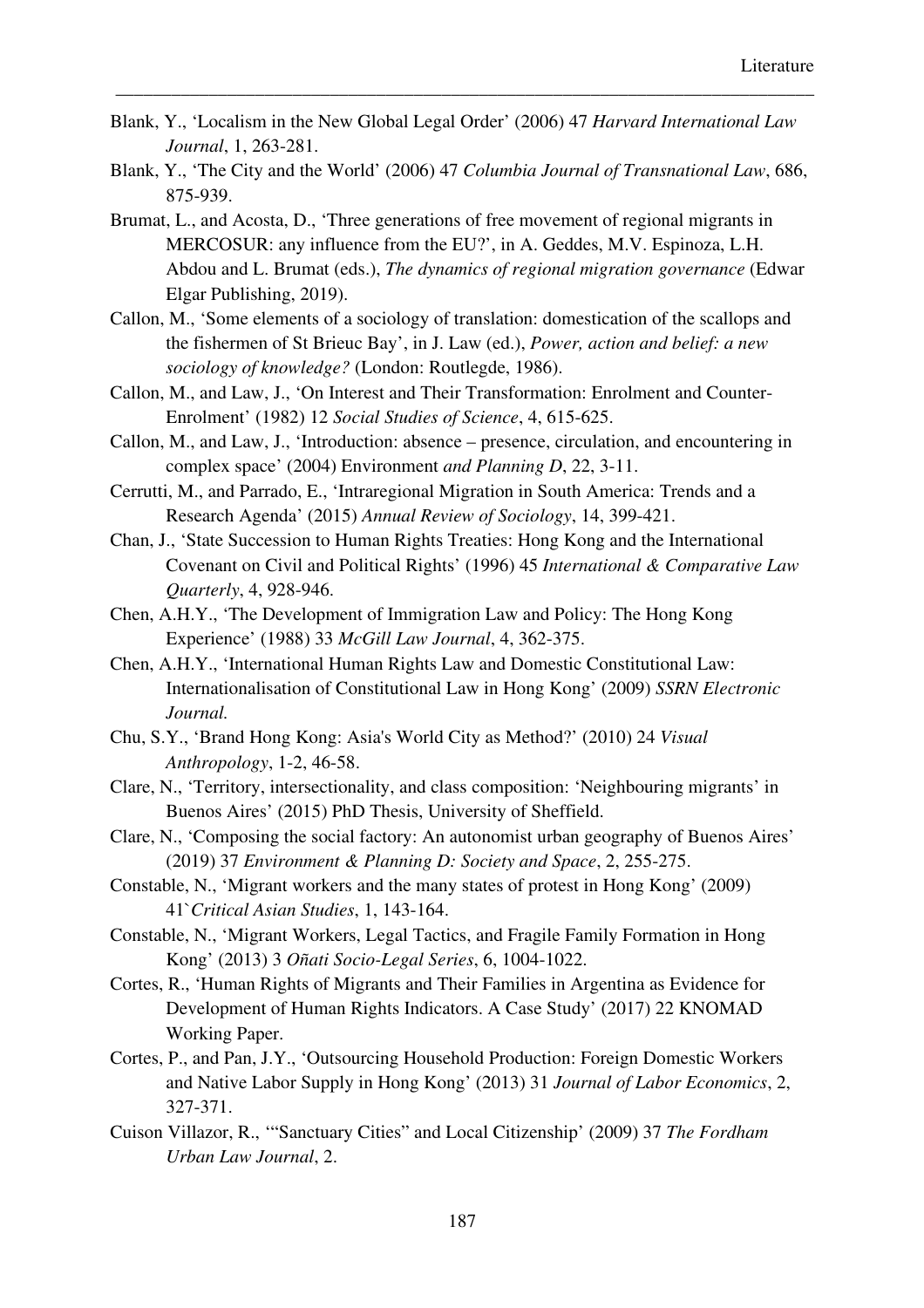Blank, Y., ‘Localism in the New Global Legal Order’ (2006) 47 *Harvard International Law Journal*, 1, 263-281.

Blank, Y., ‘The City and the World’ (2006) 47 *Columbia Journal of Transnational Law*, 686, 875-939.

Brumat, L., and Acosta, D., ‘Three generations of free movement of regional migrants in MERCOSUR: any influence from the EU?’, in A. Geddes, M.V. Espinoza, L.H. Abdou and L. Brumat (eds.), *The dynamics of regional migration governance* (Edwar Elgar Publishing, 2019).

Callon, M., ‘Some elements of a sociology of translation: domestication of the scallops and the fishermen of St Brieuc Bay’, in J. Law (ed.), *Power, action and belief: a new sociology of knowledge?* (London: Routlegde, 1986).

Callon, M., and Law, J., ‘On Interest and Their Transformation: Enrolment and Counter-Enrolment’ (1982) 12 *Social Studies of Science*, 4, 615-625.

Callon, M., and Law, J., ‘Introduction: absence – presence, circulation, and encountering in complex space’ (2004) Environment *and Planning D*, 22, 3-11.

Cerrutti, M., and Parrado, E., ‘Intraregional Migration in South America: Trends and a Research Agenda’ (2015) *Annual Review of Sociology*, 14, 399-421.

Chan, J., ‘State Succession to Human Rights Treaties: Hong Kong and the International Covenant on Civil and Political Rights’ (1996) 45 *International & Comparative Law Quarterly*, 4, 928-946.

Chen, A.H.Y., ‘The Development of Immigration Law and Policy: The Hong Kong Experience’ (1988) 33 *McGill Law Journal*, 4, 362-375.

Chen, A.H.Y., ‘International Human Rights Law and Domestic Constitutional Law: Internationalisation of Constitutional Law in Hong Kong’ (2009) *SSRN Electronic Journal.*

Chu, S.Y., ‘Brand Hong Kong: Asia's World City as Method?’ (2010) 24 *Visual Anthropology*, 1-2, 46-58.

Clare, N., ‘Territory, intersectionality, and class composition: ‘Neighbouring migrants’ in Buenos Aires’ (2015) PhD Thesis, University of Sheffield.

Clare, N., ‘Composing the social factory: An autonomist urban geography of Buenos Aires’ (2019) 37 *Environment & Planning D: Society and Space*, 2, 255-275.

Constable, N., ‘Migrant workers and the many states of protest in Hong Kong’ (2009) 41`*Critical Asian Studies*, 1, 143-164.

Constable, N., ‘Migrant Workers, Legal Tactics, and Fragile Family Formation in Hong Kong’ (2013) 3 *Oñati Socio-Legal Series*, 6, 1004-1022.

Cortes, R., ‘Human Rights of Migrants and Their Families in Argentina as Evidence for Development of Human Rights Indicators. A Case Study’ (2017) 22 KNOMAD Working Paper.

Cortes, P., and Pan, J.Y., ‘Outsourcing Household Production: Foreign Domestic Workers and Native Labor Supply in Hong Kong’ (2013) 31 *Journal of Labor Economics*, 2, 327-371.

Cuison Villazor, R., ‘“Sanctuary Cities” and Local Citizenship’ (2009) 37 *The Fordham Urban Law Journal*, 2.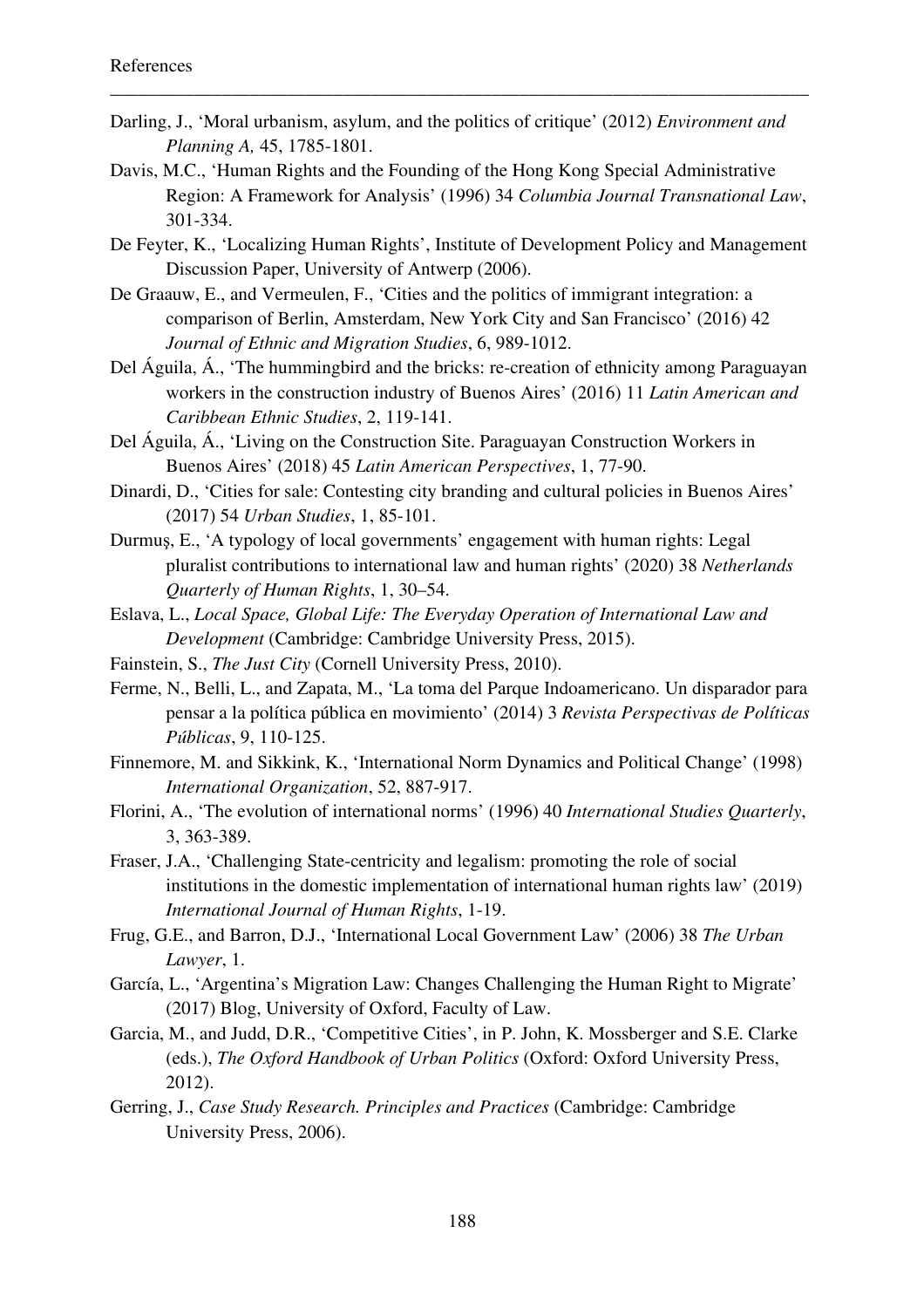Darling, J., 'Moral urbanism, asylum, and the politics of critique' (2012) *Environment and Planning A,* 45, 1785-1801.

Davis, M.C., 'Human Rights and the Founding of the Hong Kong Special Administrative Region: A Framework for Analysis' (1996) 34 *Columbia Journal Transnational Law*, 301-334.

De Feyter, K., 'Localizing Human Rights', Institute of Development Policy and Management Discussion Paper, University of Antwerp (2006).

De Graauw, E., and Vermeulen, F., 'Cities and the politics of immigrant integration: a comparison of Berlin, Amsterdam, New York City and San Francisco' (2016) 42 *Journal of Ethnic and Migration Studies*, 6, 989-1012.

Del Águila, Á., 'The hummingbird and the bricks: re-creation of ethnicity among Paraguayan workers in the construction industry of Buenos Aires' (2016) 11 *Latin American and Caribbean Ethnic Studies*, 2, 119-141.

Del Águila, Á., 'Living on the Construction Site. Paraguayan Construction Workers in Buenos Aires' (2018) 45 *Latin American Perspectives*, 1, 77-90.

Dinardi, D., 'Cities for sale: Contesting city branding and cultural policies in Buenos Aires' (2017) 54 *Urban Studies*, 1, 85-101.

Durmuş, E., 'A typology of local governments' engagement with human rights: Legal pluralist contributions to international law and human rights' (2020) 38 *Netherlands Quarterly of Human Rights*, 1, 30–54.

Eslava, L., *Local Space, Global Life: The Everyday Operation of International Law and Development* (Cambridge: Cambridge University Press, 2015).

Fainstein, S., *The Just City* (Cornell University Press, 2010).

Ferme, N., Belli, L., and Zapata, M., 'La toma del Parque Indoamericano. Un disparador para pensar a la política pública en movimiento' (2014) 3 *Revista Perspectivas de Políticas Públicas*, 9, 110-125.

Finnemore, M. and Sikkink, K., 'International Norm Dynamics and Political Change' (1998) *International Organization*, 52, 887-917.

Florini, A., 'The evolution of international norms' (1996) 40 *International Studies Quarterly*, 3, 363-389.

Fraser, J.A., 'Challenging State-centricity and legalism: promoting the role of social institutions in the domestic implementation of international human rights law' (2019) *International Journal of Human Rights*, 1-19.

Frug, G.E., and Barron, D.J., 'International Local Government Law' (2006) 38 *The Urban Lawyer*, 1.

García, L., 'Argentina's Migration Law: Changes Challenging the Human Right to Migrate' (2017) Blog, University of Oxford, Faculty of Law.

Garcia, M., and Judd, D.R., 'Competitive Cities', in P. John, K. Mossberger and S.E. Clarke (eds.), *The Oxford Handbook of Urban Politics* (Oxford: Oxford University Press, 2012).

Gerring, J., *Case Study Research. Principles and Practices* (Cambridge: Cambridge University Press, 2006).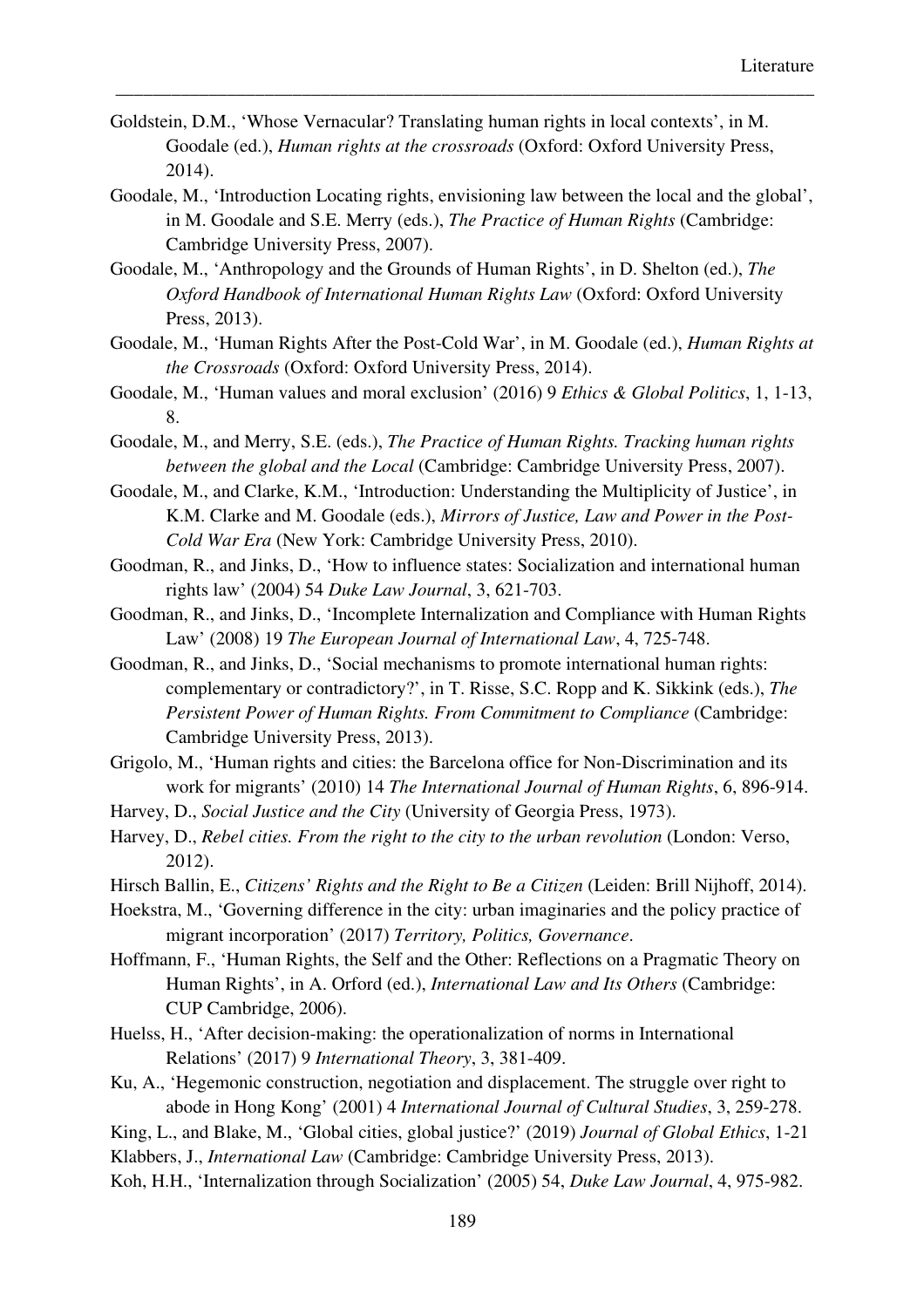Goldstein, D.M., 'Whose Vernacular? Translating human rights in local contexts', in M. Goodale (ed.), *Human rights at the crossroads* (Oxford: Oxford University Press, 2014).

Goodale, M., 'Introduction Locating rights, envisioning law between the local and the global', in M. Goodale and S.E. Merry (eds.), *The Practice of Human Rights* (Cambridge: Cambridge University Press, 2007).

Goodale, M., 'Anthropology and the Grounds of Human Rights', in D. Shelton (ed.), *The Oxford Handbook of International Human Rights Law* (Oxford: Oxford University Press, 2013).

Goodale, M., 'Human Rights After the Post-Cold War', in M. Goodale (ed.), *Human Rights at the Crossroads* (Oxford: Oxford University Press, 2014).

Goodale, M., 'Human values and moral exclusion' (2016) 9 *Ethics & Global Politics*, 1, 1-13, 8.

Goodale, M., and Merry, S.E. (eds.), *The Practice of Human Rights. Tracking human rights between the global and the Local* (Cambridge: Cambridge University Press, 2007).

Goodale, M., and Clarke, K.M., 'Introduction: Understanding the Multiplicity of Justice', in K.M. Clarke and M. Goodale (eds.), *Mirrors of Justice, Law and Power in the Post-Cold War Era* (New York: Cambridge University Press, 2010).

Goodman, R., and Jinks, D., 'How to influence states: Socialization and international human rights law' (2004) 54 *Duke Law Journal*, 3, 621-703.

Goodman, R., and Jinks, D., 'Incomplete Internalization and Compliance with Human Rights Law' (2008) 19 *The European Journal of International Law*, 4, 725-748.

Goodman, R., and Jinks, D., 'Social mechanisms to promote international human rights: complementary or contradictory?', in T. Risse, S.C. Ropp and K. Sikkink (eds.), *The Persistent Power of Human Rights. From Commitment to Compliance* (Cambridge: Cambridge University Press, 2013).

Grigolo, M., 'Human rights and cities: the Barcelona office for Non-Discrimination and its work for migrants' (2010) 14 *The International Journal of Human Rights*, 6, 896-914.

Harvey, D., *Social Justice and the City* (University of Georgia Press, 1973).

Harvey, D., *Rebel cities. From the right to the city to the urban revolution* (London: Verso, 2012).

Hirsch Ballin, E., *Citizens' Rights and the Right to Be a Citizen* (Leiden: Brill Nijhoff, 2014).

Hoekstra, M., 'Governing difference in the city: urban imaginaries and the policy practice of migrant incorporation' (2017) *Territory, Politics, Governance*.

Hoffmann, F., 'Human Rights, the Self and the Other: Reflections on a Pragmatic Theory on Human Rights', in A. Orford (ed.), *International Law and Its Others* (Cambridge: CUP Cambridge, 2006).

Huelss, H., 'After decision-making: the operationalization of norms in International Relations' (2017) 9 *International Theory*, 3, 381-409.

Ku, A., 'Hegemonic construction, negotiation and displacement. The struggle over right to abode in Hong Kong' (2001) 4 *International Journal of Cultural Studies*, 3, 259-278.

King, L., and Blake, M., 'Global cities, global justice?' (2019) *Journal of Global Ethics*, 1-21

Klabbers, J., *International Law* (Cambridge: Cambridge University Press, 2013).

Koh, H.H., 'Internalization through Socialization' (2005) 54, *Duke Law Journal*, 4, 975-982.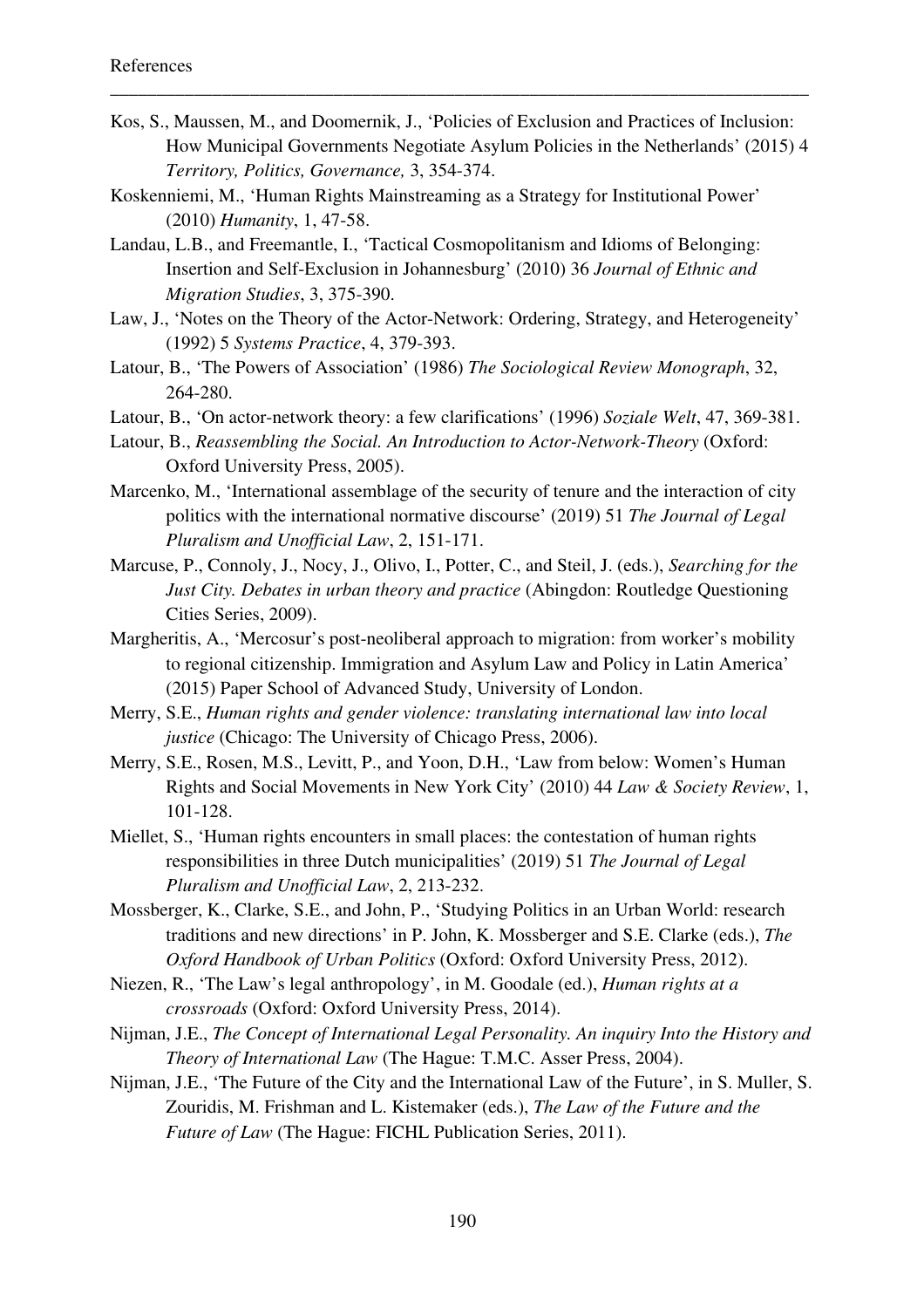Kos, S., Maussen, M., and Doomernik, J., 'Policies of Exclusion and Practices of Inclusion: How Municipal Governments Negotiate Asylum Policies in the Netherlands' (2015) 4 *Territory, Politics, Governance,* 3, 354-374.

Koskenniemi, M., 'Human Rights Mainstreaming as a Strategy for Institutional Power' (2010) *Humanity*, 1, 47-58.

Landau, L.B., and Freemantle, I., 'Tactical Cosmopolitanism and Idioms of Belonging: Insertion and Self-Exclusion in Johannesburg' (2010) 36 *Journal of Ethnic and Migration Studies*, 3, 375-390.

Law, J., 'Notes on the Theory of the Actor-Network: Ordering, Strategy, and Heterogeneity' (1992) 5 *Systems Practice*, 4, 379-393.

Latour, B., 'The Powers of Association' (1986) *The Sociological Review Monograph*, 32, 264-280.

Latour, B., 'On actor-network theory: a few clarifications' (1996) *Soziale Welt*, 47, 369-381.

Latour, B., *Reassembling the Social. An Introduction to Actor-Network-Theory* (Oxford: Oxford University Press, 2005).

Marcenko, M., 'International assemblage of the security of tenure and the interaction of city politics with the international normative discourse' (2019) 51 *The Journal of Legal Pluralism and Unofficial Law*, 2, 151-171.

Marcuse, P., Connoly, J., Nocy, J., Olivo, I., Potter, C., and Steil, J. (eds.), *Searching for the Just City. Debates in urban theory and practice* (Abingdon: Routledge Questioning Cities Series, 2009).

Margheritis, A., 'Mercosur's post-neoliberal approach to migration: from worker's mobility to regional citizenship. Immigration and Asylum Law and Policy in Latin America' (2015) Paper School of Advanced Study, University of London.

Merry, S.E., *Human rights and gender violence: translating international law into local justice* (Chicago: The University of Chicago Press, 2006).

Merry, S.E., Rosen, M.S., Levitt, P., and Yoon, D.H., 'Law from below: Women's Human Rights and Social Movements in New York City' (2010) 44 *Law & Society Review*, 1, 101-128.

Miellet, S., 'Human rights encounters in small places: the contestation of human rights responsibilities in three Dutch municipalities' (2019) 51 *The Journal of Legal Pluralism and Unofficial Law*, 2, 213-232.

Mossberger, K., Clarke, S.E., and John, P., 'Studying Politics in an Urban World: research traditions and new directions' in P. John, K. Mossberger and S.E. Clarke (eds.), *The Oxford Handbook of Urban Politics* (Oxford: Oxford University Press, 2012).

Niezen, R., 'The Law's legal anthropology', in M. Goodale (ed.), *Human rights at a crossroads* (Oxford: Oxford University Press, 2014).

Nijman, J.E., *The Concept of International Legal Personality. An inquiry Into the History and Theory of International Law* (The Hague: T.M.C. Asser Press, 2004).

Nijman, J.E., 'The Future of the City and the International Law of the Future', in S. Muller, S. Zouridis, M. Frishman and L. Kistemaker (eds.), *The Law of the Future and the Future of Law* (The Hague: FICHL Publication Series, 2011).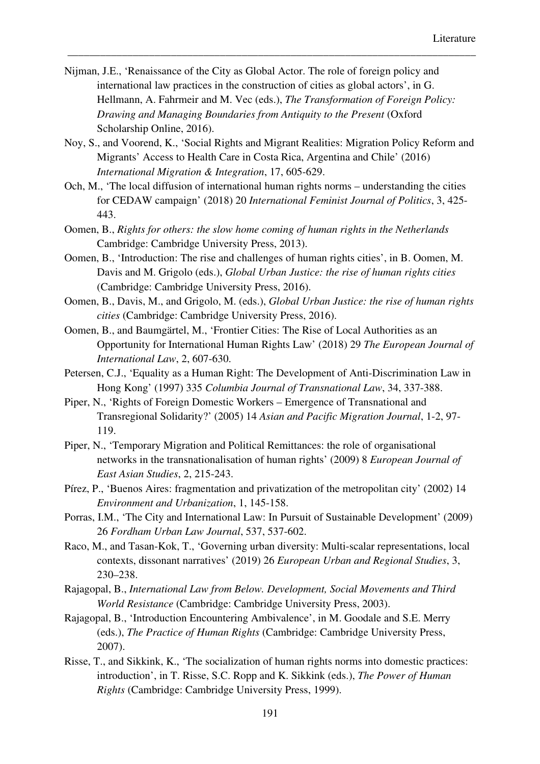Nijman, J.E., 'Renaissance of the City as Global Actor. The role of foreign policy and international law practices in the construction of cities as global actors', in G. Hellmann, A. Fahrmeir and M. Vec (eds.), *The Transformation of Foreign Policy: Drawing and Managing Boundaries from Antiquity to the Present* (Oxford Scholarship Online, 2016).

Noy, S., and Voorend, K., 'Social Rights and Migrant Realities: Migration Policy Reform and Migrants' Access to Health Care in Costa Rica, Argentina and Chile' (2016) *International Migration & Integration*, 17, 605-629.

Och, M., 'The local diffusion of international human rights norms – understanding the cities for CEDAW campaign' (2018) 20 *International Feminist Journal of Politics*, 3, 425-443.

Oomen, B., *Rights for others: the slow home coming of human rights in the Netherlands* Cambridge: Cambridge University Press, 2013).

Oomen, B., 'Introduction: The rise and challenges of human rights cities', in B. Oomen, M. Davis and M. Grigolo (eds.), *Global Urban Justice: the rise of human rights cities* (Cambridge: Cambridge University Press, 2016).

Oomen, B., Davis, M., and Grigolo, M. (eds.), *Global Urban Justice: the rise of human rights cities* (Cambridge: Cambridge University Press, 2016).

Oomen, B., and Baumgärtel, M., 'Frontier Cities: The Rise of Local Authorities as an Opportunity for International Human Rights Law' (2018) 29 *The European Journal of International Law*, 2, 607-630.

Petersen, C.J., 'Equality as a Human Right: The Development of Anti-Discrimination Law in Hong Kong' (1997) 335 *Columbia Journal of Transnational Law*, 34, 337-388.

Piper, N., 'Rights of Foreign Domestic Workers – Emergence of Transnational and Transregional Solidarity?' (2005) 14 *Asian and Pacific Migration Journal*, 1-2, 97-119.

Piper, N., 'Temporary Migration and Political Remittances: the role of organisational networks in the transnationalisation of human rights' (2009) 8 *European Journal of East Asian Studies*, 2, 215-243.

Pírez, P., 'Buenos Aires: fragmentation and privatization of the metropolitan city' (2002) 14 *Environment and Urbanization*, 1, 145-158.

Porras, I.M., 'The City and International Law: In Pursuit of Sustainable Development' (2009) 26 *Fordham Urban Law Journal*, 537, 537-602.

Raco, M., and Tasan-Kok, T., 'Governing urban diversity: Multi-scalar representations, local contexts, dissonant narratives' (2019) 26 *European Urban and Regional Studies*, 3, 230–238.

Rajagopal, B., *International Law from Below. Development, Social Movements and Third World Resistance* (Cambridge: Cambridge University Press, 2003).

Rajagopal, B., 'Introduction Encountering Ambivalence', in M. Goodale and S.E. Merry (eds.), *The Practice of Human Rights* (Cambridge: Cambridge University Press, 2007).

Risse, T., and Sikkink, K., 'The socialization of human rights norms into domestic practices: introduction', in T. Risse, S.C. Ropp and K. Sikkink (eds.), *The Power of Human Rights* (Cambridge: Cambridge University Press, 1999).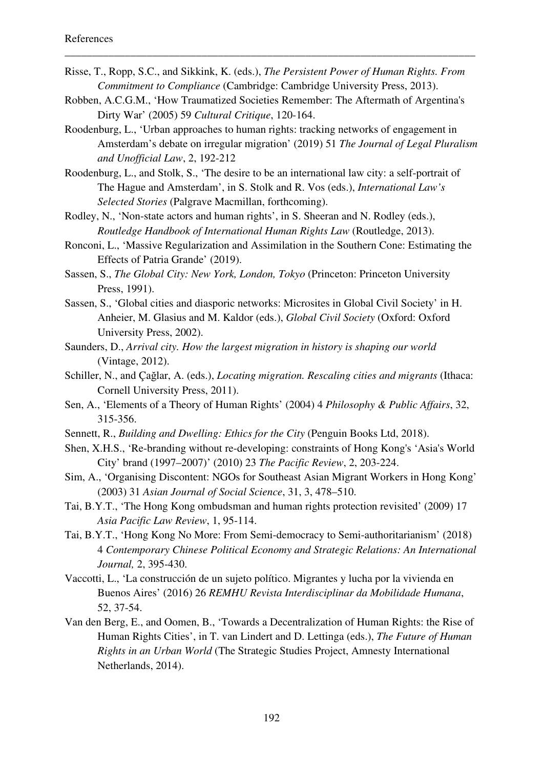Risse, T., Ropp, S.C., and Sikkink, K. (eds.), *The Persistent Power of Human Rights. From Commitment to Compliance* (Cambridge: Cambridge University Press, 2013).

Robben, A.C.G.M., 'How Traumatized Societies Remember: The Aftermath of Argentina's Dirty War' (2005) 59 *Cultural Critique*, 120-164.

Roodenburg, L., 'Urban approaches to human rights: tracking networks of engagement in Amsterdam's debate on irregular migration' (2019) 51 *The Journal of Legal Pluralism and Unofficial Law*, 2, 192-212

Roodenburg, L., and Stolk, S., 'The desire to be an international law city: a self-portrait of The Hague and Amsterdam', in S. Stolk and R. Vos (eds.), *International Law's Selected Stories* (Palgrave Macmillan, forthcoming).

Rodley, N., 'Non-state actors and human rights', in S. Sheeran and N. Rodley (eds.), *Routledge Handbook of International Human Rights Law* (Routledge, 2013).

Ronconi, L., 'Massive Regularization and Assimilation in the Southern Cone: Estimating the Effects of Patria Grande' (2019).

Sassen, S., *The Global City: New York, London, Tokyo* (Princeton: Princeton University Press, 1991).

Sassen, S., 'Global cities and diasporic networks: Microsites in Global Civil Society' in H. Anheier, M. Glasius and M. Kaldor (eds.), *Global Civil Society* (Oxford: Oxford University Press, 2002).

Saunders, D., *Arrival city. How the largest migration in history is shaping our world* (Vintage, 2012).

Schiller, N., and Çağlar, A. (eds.), *Locating migration. Rescaling cities and migrants* (Ithaca: Cornell University Press, 2011).

Sen, A., 'Elements of a Theory of Human Rights' (2004) 4 *Philosophy & Public Affairs*, 32, 315-356.

Sennett, R., *Building and Dwelling: Ethics for the City* (Penguin Books Ltd, 2018).

Shen, X.H.S., 'Re-branding without re-developing: constraints of Hong Kong's 'Asia's World City' brand (1997–2007)' (2010) 23 *The Pacific Review*, 2, 203-224.

Sim, A., 'Organising Discontent: NGOs for Southeast Asian Migrant Workers in Hong Kong' (2003) 31 *Asian Journal of Social Science*, 31, 3, 478–510.

Tai, B.Y.T., 'The Hong Kong ombudsman and human rights protection revisited' (2009) 17 *Asia Pacific Law Review*, 1, 95-114.

Tai, B.Y.T., 'Hong Kong No More: From Semi-democracy to Semi-authoritarianism' (2018) 4 *Contemporary Chinese Political Economy and Strategic Relations: An International Journal,* 2, 395-430.

Vaccotti, L., 'La construcción de un sujeto político. Migrantes y lucha por la vivienda en Buenos Aires' (2016) 26 *REMHU Revista Interdisciplinar da Mobilidade Humana*, 52, 37-54.

Van den Berg, E., and Oomen, B., 'Towards a Decentralization of Human Rights: the Rise of Human Rights Cities', in T. van Lindert and D. Lettinga (eds.), *The Future of Human Rights in an Urban World* (The Strategic Studies Project, Amnesty International Netherlands, 2014).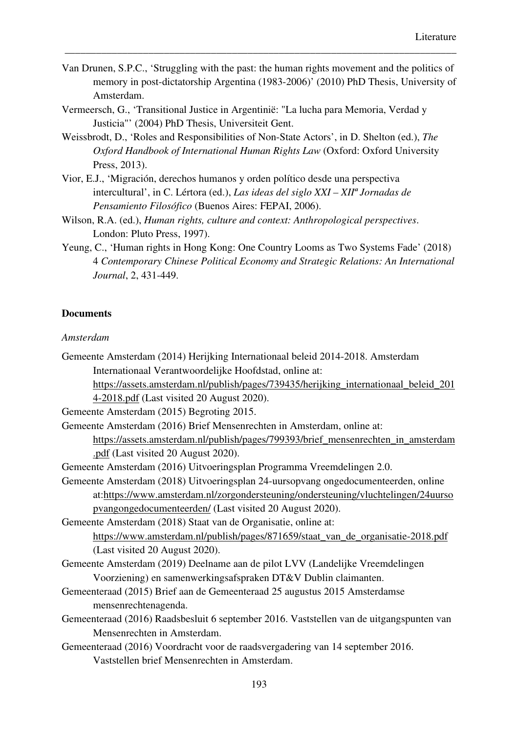Van Drunen, S.P.C., 'Struggling with the past: the human rights movement and the politics of memory in post-dictatorship Argentina (1983-2006)' (2010) PhD Thesis, University of Amsterdam.

Vermeersch, G., 'Transitional Justice in Argentinië: "La lucha para Memoria, Verdad y Justicia"' (2004) PhD Thesis, Universiteit Gent.

Weissbrodt, D., 'Roles and Responsibilities of Non-State Actors', in D. Shelton (ed.), *The Oxford Handbook of International Human Rights Law* (Oxford: Oxford University Press, 2013).

Vior, E.J., 'Migración, derechos humanos y orden político desde una perspectiva intercultural', in C. Lértora (ed.), *Las ideas del siglo XXI – XIIª Jornadas de Pensamiento Filosófico* (Buenos Aires: FEPAI, 2006).

Wilson, R.A. (ed.), *Human rights, culture and context: Anthropological perspectives*. London: Pluto Press, 1997).

Yeung, C., 'Human rights in Hong Kong: One Country Looms as Two Systems Fade' (2018) 4 *Contemporary Chinese Political Economy and Strategic Relations: An International Journal*, 2, 431-449.

**Documents**

*Amsterdam*

Gemeente Amsterdam (2014) Herijking Internationaal beleid 2014-2018. Amsterdam Internationaal Verantwoordelijke Hoofdstad, online at: https://assets.amsterdam.nl/publish/pages/739435/herijking_internationaal_beleid_2014-2018.pdf (Last visited 20 August 2020).

Gemeente Amsterdam (2015) Begroting 2015.

Gemeente Amsterdam (2016) Brief Mensenrechten in Amsterdam, online at: https://assets.amsterdam.nl/publish/pages/799393/brief_mensenrechten_in_amsterdam.pdf (Last visited 20 August 2020).

Gemeente Amsterdam (2016) Uitvoeringsplan Programma Vreemdelingen 2.0.

Gemeente Amsterdam (2018) Uitvoeringsplan 24-uursopvang ongedocumenteerden, online at:https://www.amsterdam.nl/zorgondersteuning/ondersteuning/vluchtelingen/24uursopvangongedocumenteerden/ (Last visited 20 August 2020).

Gemeente Amsterdam (2018) Staat van de Organisatie, online at: https://www.amsterdam.nl/publish/pages/871659/staat_van_de_organisatie-2018.pdf (Last visited 20 August 2020).

Gemeente Amsterdam (2019) Deelname aan de pilot LVV (Landelijke Vreemdelingen Voorziening) en samenwerkingsafspraken DT&V Dublin claimanten.

Gemeenteraad (2015) Brief aan de Gemeenteraad 25 augustus 2015 Amsterdamse mensenrechtenagenda.

Gemeenteraad (2016) Raadsbesluit 6 september 2016. Vaststellen van de uitgangspunten van Mensenrechten in Amsterdam.

Gemeenteraad (2016) Voordracht voor de raadsvergadering van 14 september 2016. Vaststellen brief Mensenrechten in Amsterdam.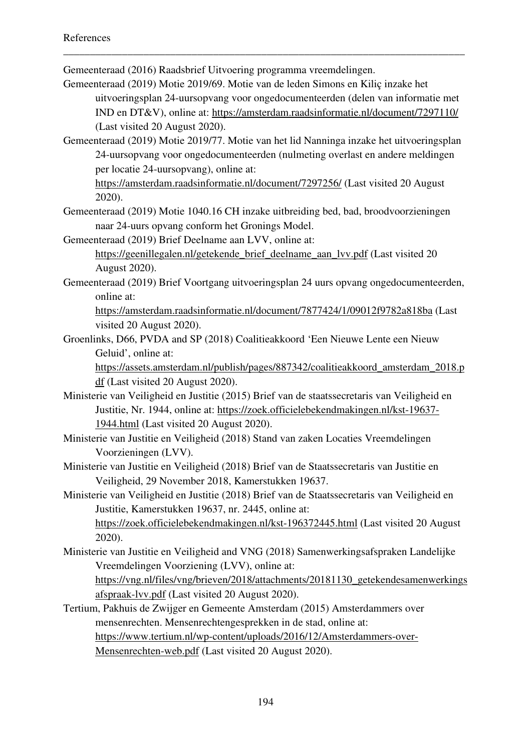Gemeenteraad (2016) Raadsbrief Uitvoering programma vreemdelingen.

Gemeenteraad (2019) Motie 2019/69. Motie van de leden Simons en Kiliç inzake het uitvoeringsplan 24-uursopvang voor ongedocumenteerden (delen van informatie met IND en DT&V), online at: https://amsterdam.raadsinformatie.nl/document/7297110/ (Last visited 20 August 2020).

Gemeenteraad (2019) Motie 2019/77. Motie van het lid Nanninga inzake het uitvoeringsplan 24-uursopvang voor ongedocumenteerden (nulmeting overlast en andere meldingen per locatie 24-uursopvang), online at: https://amsterdam.raadsinformatie.nl/document/7297256/ (Last visited 20 August 2020).

Gemeenteraad (2019) Motie 1040.16 CH inzake uitbreiding bed, bad, broodvoorzieningen naar 24-uurs opvang conform het Gronings Model.

Gemeenteraad (2019) Brief Deelname aan LVV, online at: https://geenillegalen.nl/getekende_brief_deelname_aan_lvv.pdf (Last visited 20 August 2020).

Gemeenteraad (2019) Brief Voortgang uitvoeringsplan 24 uurs opvang ongedocumenteerden, online at: https://amsterdam.raadsinformatie.nl/document/7877424/1/09012f9782a818ba (Last visited 20 August 2020).

Groenlinks, D66, PVDA and SP (2018) Coalitieakkoord 'Een Nieuwe Lente een Nieuw Geluid', online at: https://assets.amsterdam.nl/publish/pages/887342/coalitieakkoord_amsterdam_2018.pdf (Last visited 20 August 2020).

Ministerie van Veiligheid en Justitie (2015) Brief van de staatssecretaris van Veiligheid en Justitie, Nr. 1944, online at: https://zoek.officielebekendmakingen.nl/kst-19637-1944.html (Last visited 20 August 2020).

Ministerie van Justitie en Veiligheid (2018) Stand van zaken Locaties Vreemdelingen Voorzieningen (LVV).

Ministerie van Justitie en Veiligheid (2018) Brief van de Staatssecretaris van Justitie en Veiligheid, 29 November 2018, Kamerstukken 19637.

Ministerie van Veiligheid en Justitie (2018) Brief van de Staatssecretaris van Veiligheid en Justitie, Kamerstukken 19637, nr. 2445, online at: https://zoek.officielebekendmakingen.nl/kst-196372445.html (Last visited 20 August 2020).

Ministerie van Justitie en Veiligheid and VNG (2018) Samenwerkingsafspraken Landelijke Vreemdelingen Voorziening (LVV), online at: https://vng.nl/files/vng/brieven/2018/attachments/20181130_getekendesamenwerkingsafspraak-lvv.pdf (Last visited 20 August 2020).

Tertium, Pakhuis de Zwijger en Gemeente Amsterdam (2015) Amsterdammers over mensenrechten. Mensenrechtengesprekken in de stad, online at: https://www.tertium.nl/wp-content/uploads/2016/12/Amsterdammers-over-Mensenrechten-web.pdf (Last visited 20 August 2020).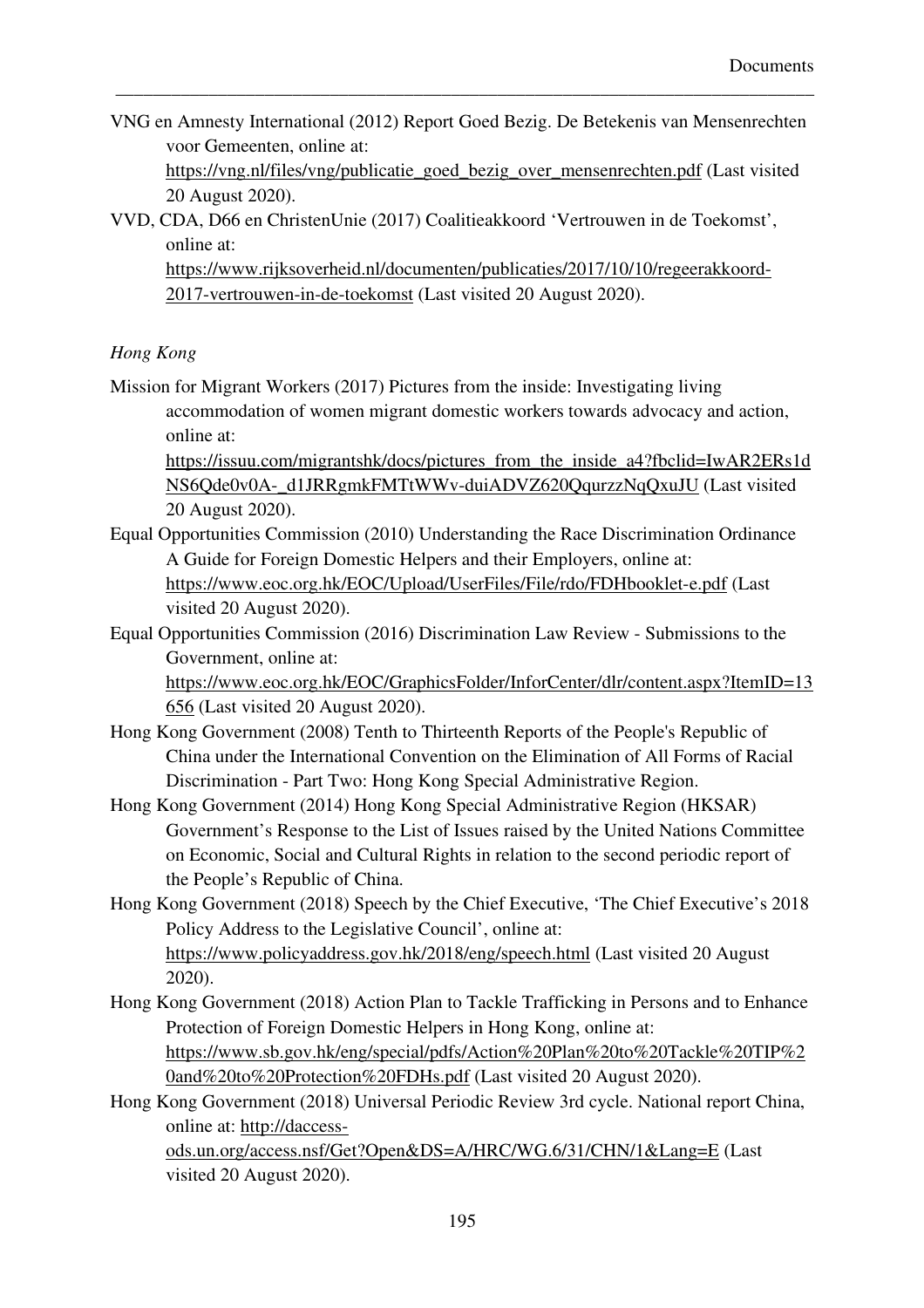VNG en Amnesty International (2012) Report Goed Bezig. De Betekenis van Mensenrechten voor Gemeenten, online at: https://vng.nl/files/vng/publicatie_goed_bezig_over_mensenrechten.pdf (Last visited 20 August 2020).

VVD, CDA, D66 en ChristenUnie (2017) Coalitieakkoord 'Vertrouwen in de Toekomst', online at: https://www.rijksoverheid.nl/documenten/publicaties/2017/10/10/regeerakkoord-2017-vertrouwen-in-de-toekomst (Last visited 20 August 2020).

*Hong Kong*

Mission for Migrant Workers (2017) Pictures from the inside: Investigating living accommodation of women migrant domestic workers towards advocacy and action, online at: https://issuu.com/migrantshk/docs/pictures_from_the_inside_a4?fbclid=IwAR2ERs1dNS6Qde0v0A-_d1JRRgmkFMTtWWv-duiADVZ620QqurzzNqQxuJU (Last visited 20 August 2020).

Equal Opportunities Commission (2010) Understanding the Race Discrimination Ordinance A Guide for Foreign Domestic Helpers and their Employers, online at: https://www.eoc.org.hk/EOC/Upload/UserFiles/File/rdo/FDHbooklet-e.pdf (Last visited 20 August 2020).

Equal Opportunities Commission (2016) Discrimination Law Review - Submissions to the Government, online at: https://www.eoc.org.hk/EOC/GraphicsFolder/InforCenter/dlr/content.aspx?ItemID=13656 (Last visited 20 August 2020).

Hong Kong Government (2008) Tenth to Thirteenth Reports of the People's Republic of China under the International Convention on the Elimination of All Forms of Racial Discrimination - Part Two: Hong Kong Special Administrative Region.

Hong Kong Government (2014) Hong Kong Special Administrative Region (HKSAR) Government's Response to the List of Issues raised by the United Nations Committee on Economic, Social and Cultural Rights in relation to the second periodic report of the People's Republic of China.

Hong Kong Government (2018) Speech by the Chief Executive, 'The Chief Executive's 2018 Policy Address to the Legislative Council', online at: https://www.policyaddress.gov.hk/2018/eng/speech.html (Last visited 20 August 2020).

Hong Kong Government (2018) Action Plan to Tackle Trafficking in Persons and to Enhance Protection of Foreign Domestic Helpers in Hong Kong, online at: https://www.sb.gov.hk/eng/special/pdfs/Action%20Plan%20to%20Tackle%20TIP%20and%20to%20Protection%20FDHs.pdf (Last visited 20 August 2020).

Hong Kong Government (2018) Universal Periodic Review 3rd cycle. National report China, online at: http://daccess-ods.un.org/access.nsf/Get?Open&DS=A/HRC/WG.6/31/CHN/1&Lang=E (Last visited 20 August 2020).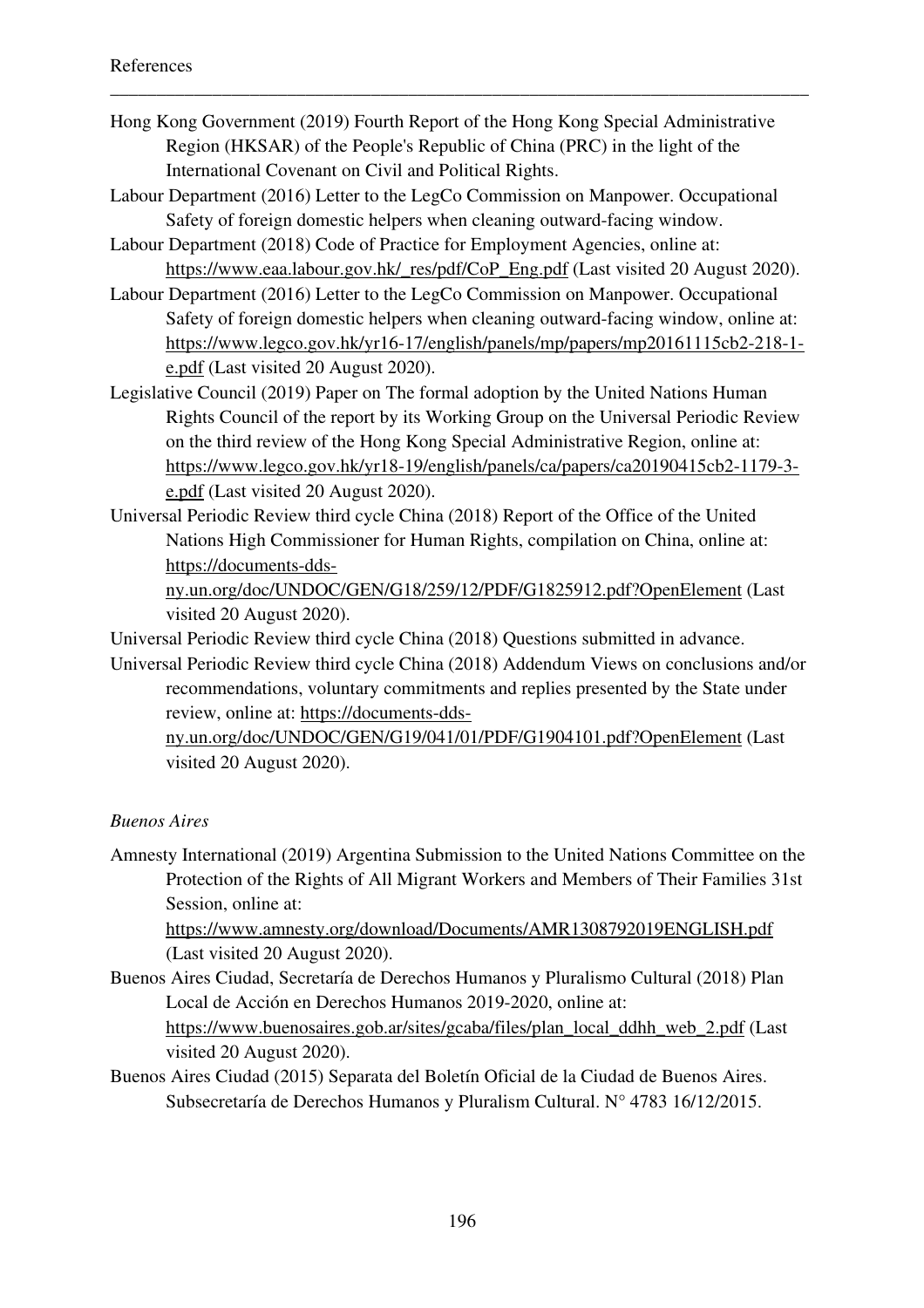Hong Kong Government (2019) Fourth Report of the Hong Kong Special Administrative Region (HKSAR) of the People's Republic of China (PRC) in the light of the International Covenant on Civil and Political Rights.

Labour Department (2016) Letter to the LegCo Commission on Manpower. Occupational Safety of foreign domestic helpers when cleaning outward-facing window.

Labour Department (2018) Code of Practice for Employment Agencies, online at: https://www.eaa.labour.gov.hk/_res/pdf/CoP_Eng.pdf (Last visited 20 August 2020).

Labour Department (2016) Letter to the LegCo Commission on Manpower. Occupational Safety of foreign domestic helpers when cleaning outward-facing window, online at: https://www.legco.gov.hk/yr16-17/english/panels/mp/papers/mp20161115cb2-218-1-e.pdf (Last visited 20 August 2020).

Legislative Council (2019) Paper on The formal adoption by the United Nations Human Rights Council of the report by its Working Group on the Universal Periodic Review on the third review of the Hong Kong Special Administrative Region, online at: https://www.legco.gov.hk/yr18-19/english/panels/ca/papers/ca20190415cb2-1179-3-e.pdf (Last visited 20 August 2020).

Universal Periodic Review third cycle China (2018) Report of the Office of the United Nations High Commissioner for Human Rights, compilation on China, online at: https://documents-dds-ny.un.org/doc/UNDOC/GEN/G18/259/12/PDF/G1825912.pdf?OpenElement (Last visited 20 August 2020).

Universal Periodic Review third cycle China (2018) Questions submitted in advance.

Universal Periodic Review third cycle China (2018) Addendum Views on conclusions and/or recommendations, voluntary commitments and replies presented by the State under review, online at: https://documents-dds-ny.un.org/doc/UNDOC/GEN/G19/041/01/PDF/G1904101.pdf?OpenElement (Last visited 20 August 2020).

*Buenos Aires*

Amnesty International (2019) Argentina Submission to the United Nations Committee on the Protection of the Rights of All Migrant Workers and Members of Their Families 31st Session, online at: https://www.amnesty.org/download/Documents/AMR1308792019ENGLISH.pdf (Last visited 20 August 2020).

Buenos Aires Ciudad, Secretaría de Derechos Humanos y Pluralismo Cultural (2018) Plan Local de Acción en Derechos Humanos 2019-2020, online at: https://www.buenosaires.gob.ar/sites/gcaba/files/plan_local_ddhh_web_2.pdf (Last visited 20 August 2020).

Buenos Aires Ciudad (2015) Separata del Boletín Oficial de la Ciudad de Buenos Aires. Subsecretaría de Derechos Humanos y Pluralism Cultural. N° 4783 16/12/2015.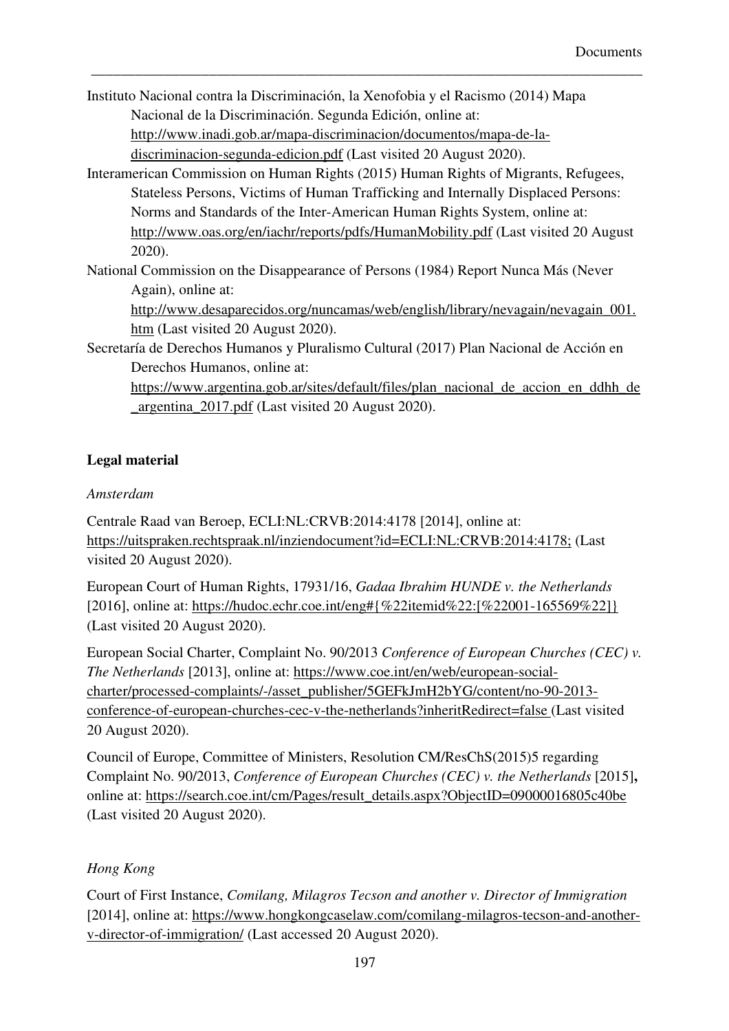Instituto Nacional contra la Discriminación, la Xenofobia y el Racismo (2014) Mapa Nacional de la Discriminación. Segunda Edición, online at: http://www.inadi.gob.ar/mapa-discriminacion/documentos/mapa-de-la-discriminacion-segunda-edicion.pdf (Last visited 20 August 2020).

Interamerican Commission on Human Rights (2015) Human Rights of Migrants, Refugees, Stateless Persons, Victims of Human Trafficking and Internally Displaced Persons: Norms and Standards of the Inter-American Human Rights System, online at: http://www.oas.org/en/iachr/reports/pdfs/HumanMobility.pdf (Last visited 20 August 2020).

National Commission on the Disappearance of Persons (1984) Report Nunca Más (Never Again), online at: http://www.desaparecidos.org/nuncamas/web/english/library/nevagain/nevagain_001.htm (Last visited 20 August 2020).

Secretaría de Derechos Humanos y Pluralismo Cultural (2017) Plan Nacional de Acción en Derechos Humanos, online at: https://www.argentina.gob.ar/sites/default/files/plan_nacional_de_accion_en_ddhh_de_argentina_2017.pdf (Last visited 20 August 2020).

## Legal material

*Amsterdam*

Centrale Raad van Beroep, ECLI:NL:CRVB:2014:4178 [2014], online at: https://uitspraken.rechtspraak.nl/inziendocument?id=ECLI:NL:CRVB:2014:4178; (Last visited 20 August 2020).

European Court of Human Rights, 17931/16, *Gadaa Ibrahim HUNDE v. the Netherlands* [2016], online at: https://hudoc.echr.coe.int/eng#{%22itemid%22:[%22001-165569%22]} (Last visited 20 August 2020).

European Social Charter, Complaint No. 90/2013 *Conference of European Churches (CEC) v. The Netherlands* [2013], online at: https://www.coe.int/en/web/european-social-charter/processed-complaints/-/asset_publisher/5GEFkJmH2bYG/content/no-90-2013-conference-of-european-churches-cec-v-the-netherlands?inheritRedirect=false (Last visited 20 August 2020).

Council of Europe, Committee of Ministers, Resolution CM/ResChS(2015)5 regarding Complaint No. 90/2013, *Conference of European Churches (CEC) v. the Netherlands* [2015]**,** online at: https://search.coe.int/cm/Pages/result_details.aspx?ObjectID=09000016805c40be (Last visited 20 August 2020).

*Hong Kong*

Court of First Instance, *Comilang, Milagros Tecson and another v. Director of Immigration* [2014], online at: https://www.hongkongcaselaw.com/comilang-milagros-tecson-and-another-v-director-of-immigration/ (Last accessed 20 August 2020).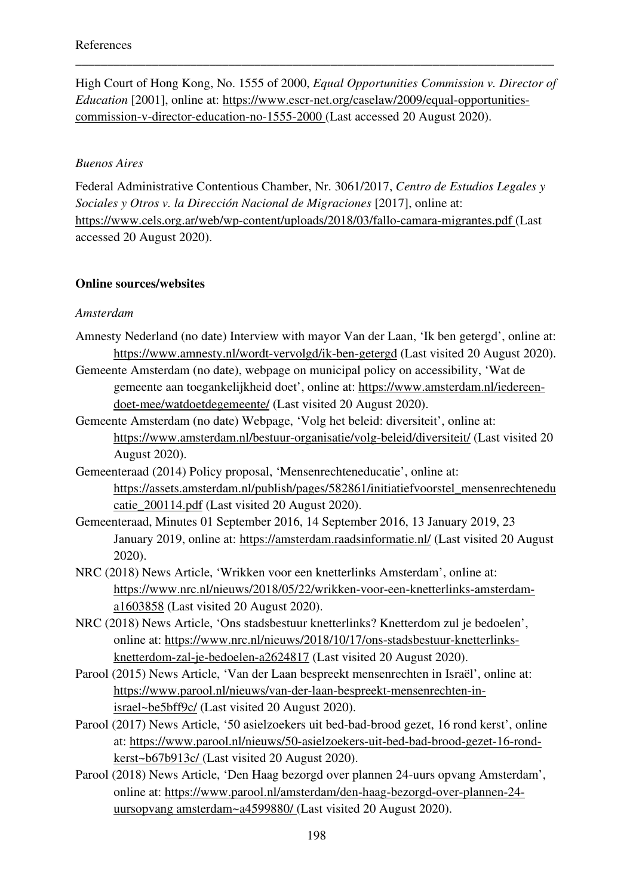High Court of Hong Kong, No. 1555 of 2000, *Equal Opportunities Commission v. Director of Education* [2001], online at: https://www.escr-net.org/caselaw/2009/equal-opportunities-commission-v-director-education-no-1555-2000 (Last accessed 20 August 2020).

*Buenos Aires*

Federal Administrative Contentious Chamber, Nr. 3061/2017, *Centro de Estudios Legales y Sociales y Otros v. la Dirección Nacional de Migraciones* [2017], online at: https://www.cels.org.ar/web/wp-content/uploads/2018/03/fallo-camara-migrantes.pdf (Last accessed 20 August 2020).

**Online sources/websites**

*Amsterdam*

Amnesty Nederland (no date) Interview with mayor Van der Laan, 'Ik ben getergd', online at: https://www.amnesty.nl/wordt-vervolgd/ik-ben-getergd (Last visited 20 August 2020).

Gemeente Amsterdam (no date), webpage on municipal policy on accessibility, 'Wat de gemeente aan toegankelijkheid doet', online at: https://www.amsterdam.nl/iedereen-doet-mee/watdoetdegemeente/ (Last visited 20 August 2020).

Gemeente Amsterdam (no date) Webpage, 'Volg het beleid: diversiteit', online at: https://www.amsterdam.nl/bestuur-organisatie/volg-beleid/diversiteit/ (Last visited 20 August 2020).

Gemeenteraad (2014) Policy proposal, 'Mensenrechteneducatie', online at: https://assets.amsterdam.nl/publish/pages/582861/initiatiefvoorstel_mensenrechteneducatie_200114.pdf (Last visited 20 August 2020).

Gemeenteraad, Minutes 01 September 2016, 14 September 2016, 13 January 2019, 23 January 2019, online at: https://amsterdam.raadsinformatie.nl/ (Last visited 20 August 2020).

NRC (2018) News Article, 'Wrikken voor een knetterlinks Amsterdam', online at: https://www.nrc.nl/nieuws/2018/05/22/wrikken-voor-een-knetterlinks-amsterdam-a1603858 (Last visited 20 August 2020).

NRC (2018) News Article, 'Ons stadsbestuur knetterlinks? Knetterdom zul je bedoelen', online at: https://www.nrc.nl/nieuws/2018/10/17/ons-stadsbestuur-knetterlinks-knetterdom-zal-je-bedoelen-a2624817 (Last visited 20 August 2020).

Parool (2015) News Article, 'Van der Laan bespreekt mensenrechten in Israël', online at: https://www.parool.nl/nieuws/van-der-laan-bespreekt-mensenrechten-in-israel~be5bff9c/ (Last visited 20 August 2020).

Parool (2017) News Article, '50 asielzoekers uit bed-bad-brood gezet, 16 rond kerst', online at: https://www.parool.nl/nieuws/50-asielzoekers-uit-bed-bad-brood-gezet-16-rond-kerst~b67b913c/ (Last visited 20 August 2020).

Parool (2018) News Article, 'Den Haag bezorgd over plannen 24-uurs opvang Amsterdam', online at: https://www.parool.nl/amsterdam/den-haag-bezorgd-over-plannen-24-uursopvang amsterdam~a4599880/ (Last visited 20 August 2020).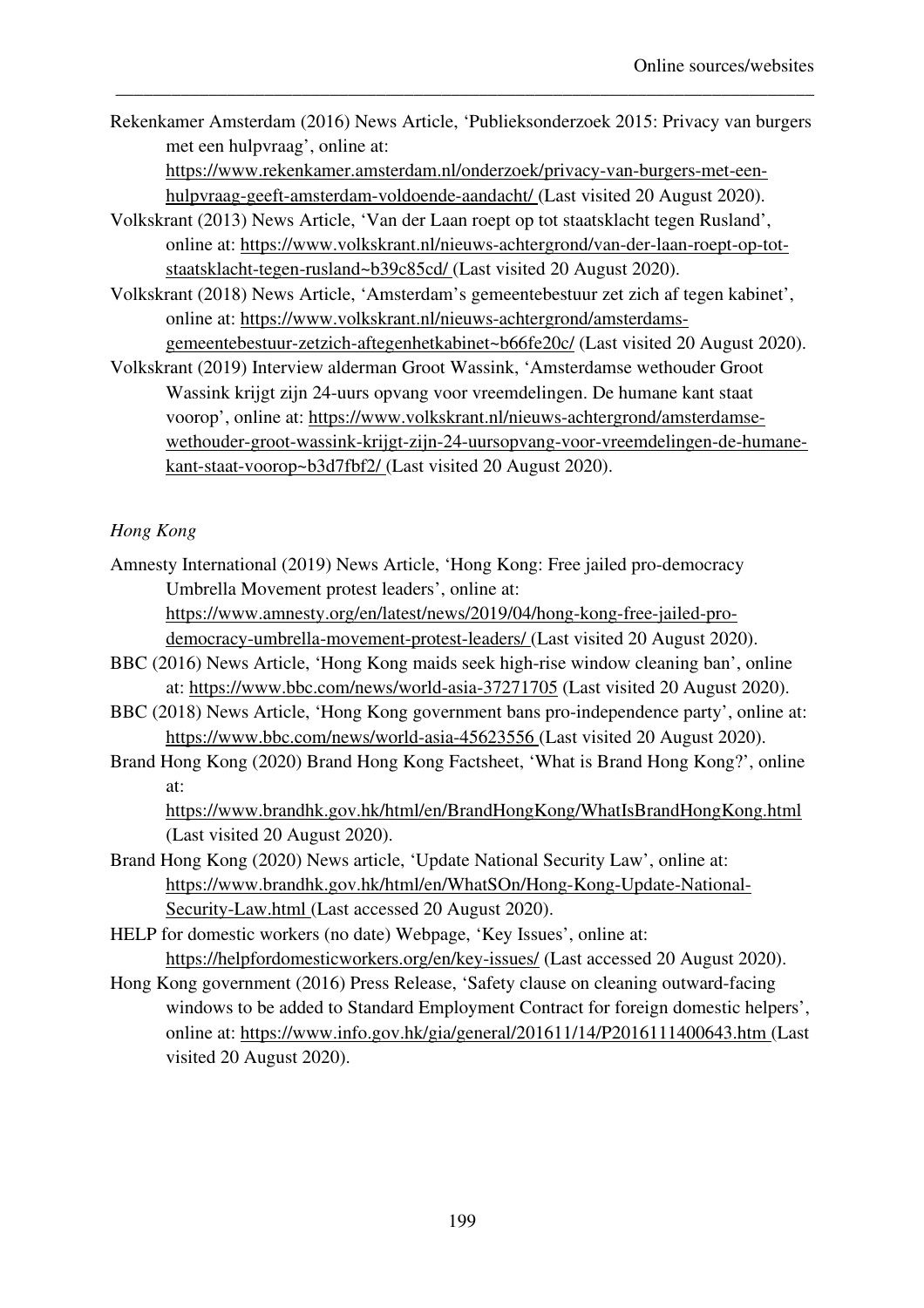Rekenkamer Amsterdam (2016) News Article, 'Publieksonderzoek 2015: Privacy van burgers met een hulpvraag', online at: https://www.rekenkamer.amsterdam.nl/onderzoek/privacy-van-burgers-met-een-hulpvraag-geeft-amsterdam-voldoende-aandacht/ (Last visited 20 August 2020).

Volkskrant (2013) News Article, 'Van der Laan roept op tot staatsklacht tegen Rusland', online at: https://www.volkskrant.nl/nieuws-achtergrond/van-der-laan-roept-op-tot-staatsklacht-tegen-rusland~b39c85cd/ (Last visited 20 August 2020).

Volkskrant (2018) News Article, 'Amsterdam's gemeentebestuur zet zich af tegen kabinet', online at: https://www.volkskrant.nl/nieuws-achtergrond/amsterdams-gemeentebestuur-zetzich-aftegenhetkabinet~b66fe20c/ (Last visited 20 August 2020).

Volkskrant (2019) Interview alderman Groot Wassink, 'Amsterdamse wethouder Groot Wassink krijgt zijn 24-uurs opvang voor vreemdelingen. De humane kant staat voorop', online at: https://www.volkskrant.nl/nieuws-achtergrond/amsterdamse-wethouder-groot-wassink-krijgt-zijn-24-uursopvang-voor-vreemdelingen-de-humane-kant-staat-voorop~b3d7fbf2/ (Last visited 20 August 2020).

*Hong Kong*

Amnesty International (2019) News Article, 'Hong Kong: Free jailed pro-democracy Umbrella Movement protest leaders', online at: https://www.amnesty.org/en/latest/news/2019/04/hong-kong-free-jailed-pro-democracy-umbrella-movement-protest-leaders/ (Last visited 20 August 2020).

BBC (2016) News Article, 'Hong Kong maids seek high-rise window cleaning ban', online at: https://www.bbc.com/news/world-asia-37271705 (Last visited 20 August 2020).

BBC (2018) News Article, 'Hong Kong government bans pro-independence party', online at: https://www.bbc.com/news/world-asia-45623556 (Last visited 20 August 2020).

Brand Hong Kong (2020) Brand Hong Kong Factsheet, 'What is Brand Hong Kong?', online at: https://www.brandhk.gov.hk/html/en/BrandHongKong/WhatIsBrandHongKong.html (Last visited 20 August 2020).

Brand Hong Kong (2020) News article, 'Update National Security Law', online at: https://www.brandhk.gov.hk/html/en/WhatSOn/Hong-Kong-Update-National-Security-Law.html (Last accessed 20 August 2020).

HELP for domestic workers (no date) Webpage, 'Key Issues', online at: https://helpfordomesticworkers.org/en/key-issues/ (Last accessed 20 August 2020).

Hong Kong government (2016) Press Release, 'Safety clause on cleaning outward-facing windows to be added to Standard Employment Contract for foreign domestic helpers', online at: https://www.info.gov.hk/gia/general/201611/14/P2016111400643.htm (Last visited 20 August 2020).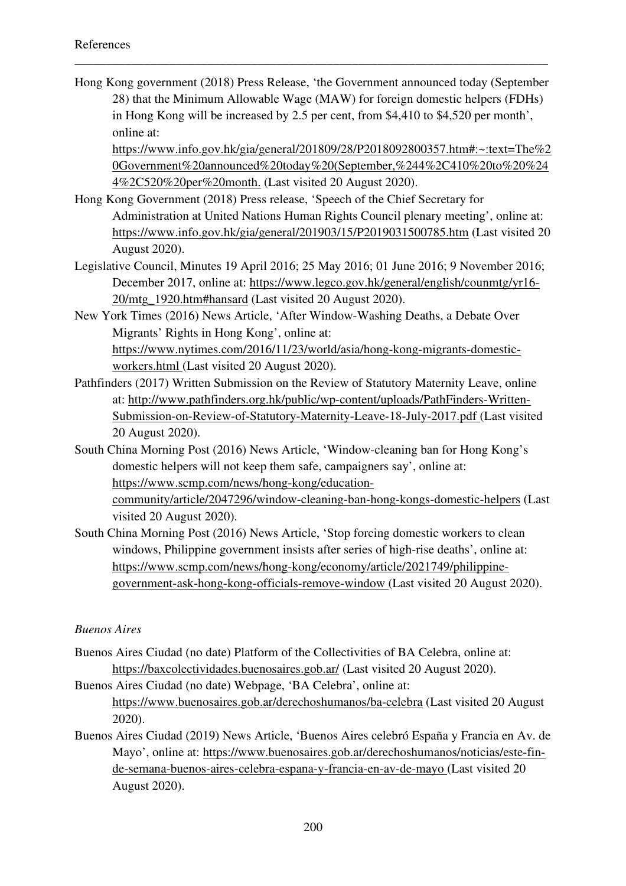Hong Kong government (2018) Press Release, 'the Government announced today (September 28) that the Minimum Allowable Wage (MAW) for foreign domestic helpers (FDHs) in Hong Kong will be increased by 2.5 per cent, from $4,410 to $4,520 per month', online at: https://www.info.gov.hk/gia/general/201809/28/P2018092800357.htm#:~:text=The%20Government%20announced%20today%20(September,%244%2C410%20to%20%244%2C520%20per%20month. (Last visited 20 August 2020).

Hong Kong Government (2018) Press release, 'Speech of the Chief Secretary for Administration at United Nations Human Rights Council plenary meeting', online at: https://www.info.gov.hk/gia/general/201903/15/P2019031500785.htm (Last visited 20 August 2020).

Legislative Council, Minutes 19 April 2016; 25 May 2016; 01 June 2016; 9 November 2016; December 2017, online at: https://www.legco.gov.hk/general/english/counmtg/yr16-20/mtg_1920.htm#hansard (Last visited 20 August 2020).

New York Times (2016) News Article, 'After Window-Washing Deaths, a Debate Over Migrants' Rights in Hong Kong', online at: https://www.nytimes.com/2016/11/23/world/asia/hong-kong-migrants-domestic-workers.html (Last visited 20 August 2020).

Pathfinders (2017) Written Submission on the Review of Statutory Maternity Leave, online at: http://www.pathfinders.org.hk/public/wp-content/uploads/PathFinders-Written-Submission-on-Review-of-Statutory-Maternity-Leave-18-July-2017.pdf (Last visited 20 August 2020).

South China Morning Post (2016) News Article, 'Window-cleaning ban for Hong Kong's domestic helpers will not keep them safe, campaigners say', online at: https://www.scmp.com/news/hong-kong/education-community/article/2047296/window-cleaning-ban-hong-kongs-domestic-helpers (Last visited 20 August 2020).

South China Morning Post (2016) News Article, 'Stop forcing domestic workers to clean windows, Philippine government insists after series of high-rise deaths', online at: https://www.scmp.com/news/hong-kong/economy/article/2021749/philippine-government-ask-hong-kong-officials-remove-window (Last visited 20 August 2020).

*Buenos Aires*

Buenos Aires Ciudad (no date) Platform of the Collectivities of BA Celebra, online at: https://baxcolectividades.buenosaires.gob.ar/ (Last visited 20 August 2020).

Buenos Aires Ciudad (no date) Webpage, 'BA Celebra', online at: https://www.buenosaires.gob.ar/derechoshumanos/ba-celebra (Last visited 20 August 2020).

Buenos Aires Ciudad (2019) News Article, 'Buenos Aires celebró España y Francia en Av. de Mayo', online at: https://www.buenosaires.gob.ar/derechoshumanos/noticias/este-fin-de-semana-buenos-aires-celebra-espana-y-francia-en-av-de-mayo (Last visited 20 August 2020).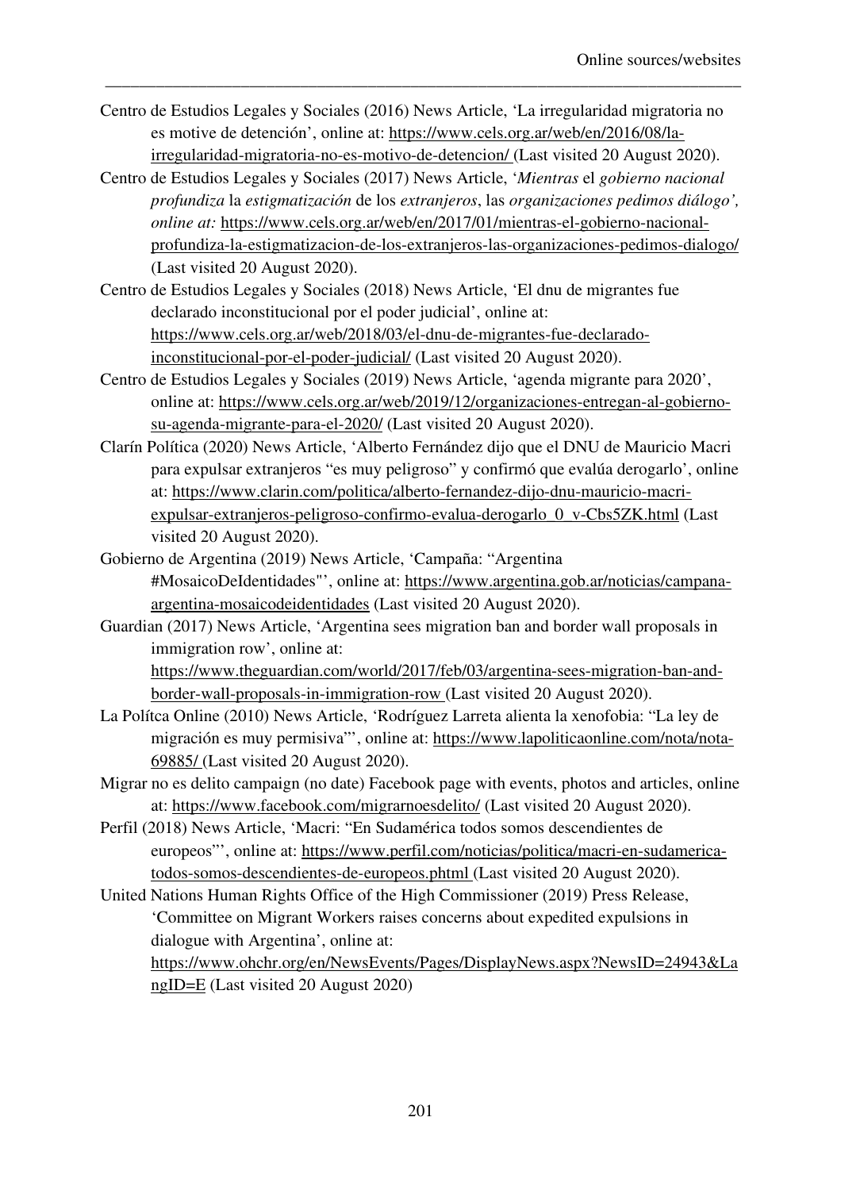Centro de Estudios Legales y Sociales (2016) News Article, 'La irregularidad migratoria no es motive de detención', online at: https://www.cels.org.ar/web/en/2016/08/la-irregularidad-migratoria-no-es-motivo-de-detencion/ (Last visited 20 August 2020).

Centro de Estudios Legales y Sociales (2017) News Article, '*Mientras* el *gobierno nacional profundiza* la *estigmatización* de los *extranjeros*, las *organizaciones pedimos diálogo', online at:* https://www.cels.org.ar/web/en/2017/01/mientras-el-gobierno-nacional-profundiza-la-estigmatizacion-de-los-extranjeros-las-organizaciones-pedimos-dialogo/ (Last visited 20 August 2020).

Centro de Estudios Legales y Sociales (2018) News Article, 'El dnu de migrantes fue declarado inconstitucional por el poder judicial', online at: https://www.cels.org.ar/web/2018/03/el-dnu-de-migrantes-fue-declarado-inconstitucional-por-el-poder-judicial/ (Last visited 20 August 2020).

Centro de Estudios Legales y Sociales (2019) News Article, 'agenda migrante para 2020', online at: https://www.cels.org.ar/web/2019/12/organizaciones-entregan-al-gobierno-su-agenda-migrante-para-el-2020/ (Last visited 20 August 2020).

Clarín Política (2020) News Article, 'Alberto Fernández dijo que el DNU de Mauricio Macri para expulsar extranjeros "es muy peligroso" y confirmó que evalúa derogarlo', online at: https://www.clarin.com/politica/alberto-fernandez-dijo-dnu-mauricio-macri-expulsar-extranjeros-peligroso-confirmo-evalua-derogarlo_0_v-Cbs5ZK.html (Last visited 20 August 2020).

Gobierno de Argentina (2019) News Article, 'Campaña: "Argentina #MosaicoDeIdentidades"', online at: https://www.argentina.gob.ar/noticias/campana-argentina-mosaicodeidentidades (Last visited 20 August 2020).

Guardian (2017) News Article, 'Argentina sees migration ban and border wall proposals in immigration row', online at: https://www.theguardian.com/world/2017/feb/03/argentina-sees-migration-ban-and-border-wall-proposals-in-immigration-row (Last visited 20 August 2020).

La Polítca Online (2010) News Article, 'Rodríguez Larreta alienta la xenofobia: "La ley de migración es muy permisiva"', online at: https://www.lapoliticaonline.com/nota/nota-69885/ (Last visited 20 August 2020).

Migrar no es delito campaign (no date) Facebook page with events, photos and articles, online at: https://www.facebook.com/migrarnoesdelito/ (Last visited 20 August 2020).

Perfil (2018) News Article, 'Macri: "En Sudamérica todos somos descendientes de europeos"', online at: https://www.perfil.com/noticias/politica/macri-en-sudamerica-todos-somos-descendientes-de-europeos.phtml (Last visited 20 August 2020).

United Nations Human Rights Office of the High Commissioner (2019) Press Release, 'Committee on Migrant Workers raises concerns about expedited expulsions in dialogue with Argentina', online at: https://www.ohchr.org/en/NewsEvents/Pages/DisplayNews.aspx?NewsID=24943&LangID=E (Last visited 20 August 2020)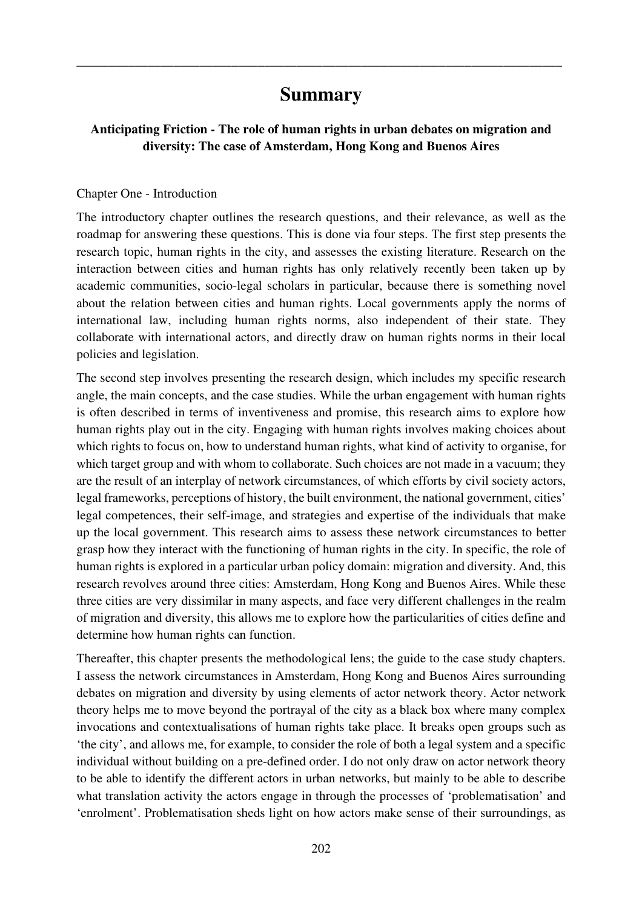# Summary

**Anticipating Friction - The role of human rights in urban debates on migration and diversity: The case of Amsterdam, Hong Kong and Buenos Aires**

Chapter One - Introduction

The introductory chapter outlines the research questions, and their relevance, as well as the roadmap for answering these questions. This is done via four steps. The first step presents the research topic, human rights in the city, and assesses the existing literature. Research on the interaction between cities and human rights has only relatively recently been taken up by academic communities, socio-legal scholars in particular, because there is something novel about the relation between cities and human rights. Local governments apply the norms of international law, including human rights norms, also independent of their state. They collaborate with international actors, and directly draw on human rights norms in their local policies and legislation.

The second step involves presenting the research design, which includes my specific research angle, the main concepts, and the case studies. While the urban engagement with human rights is often described in terms of inventiveness and promise, this research aims to explore how human rights play out in the city. Engaging with human rights involves making choices about which rights to focus on, how to understand human rights, what kind of activity to organise, for which target group and with whom to collaborate. Such choices are not made in a vacuum; they are the result of an interplay of network circumstances, of which efforts by civil society actors, legal frameworks, perceptions of history, the built environment, the national government, cities' legal competences, their self-image, and strategies and expertise of the individuals that make up the local government. This research aims to assess these network circumstances to better grasp how they interact with the functioning of human rights in the city. In specific, the role of human rights is explored in a particular urban policy domain: migration and diversity. And, this research revolves around three cities: Amsterdam, Hong Kong and Buenos Aires. While these three cities are very dissimilar in many aspects, and face very different challenges in the realm of migration and diversity, this allows me to explore how the particularities of cities define and determine how human rights can function.

Thereafter, this chapter presents the methodological lens; the guide to the case study chapters. I assess the network circumstances in Amsterdam, Hong Kong and Buenos Aires surrounding debates on migration and diversity by using elements of actor network theory. Actor network theory helps me to move beyond the portrayal of the city as a black box where many complex invocations and contextualisations of human rights take place. It breaks open groups such as 'the city', and allows me, for example, to consider the role of both a legal system and a specific individual without building on a pre-defined order. I do not only draw on actor network theory to be able to identify the different actors in urban networks, but mainly to be able to describe what translation activity the actors engage in through the processes of 'problematisation' and 'enrolment'. Problematisation sheds light on how actors make sense of their surroundings, as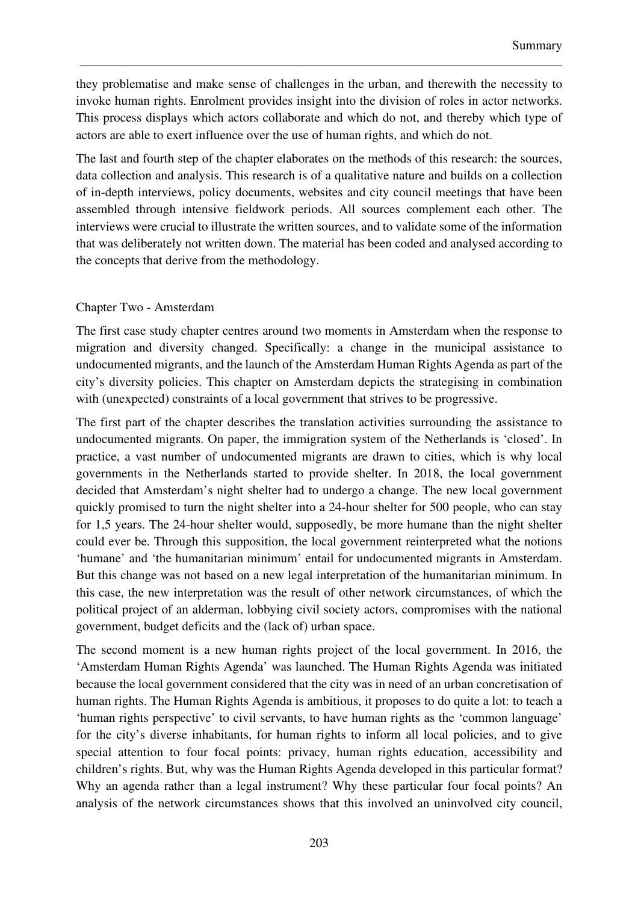they problematise and make sense of challenges in the urban, and therewith the necessity to invoke human rights. Enrolment provides insight into the division of roles in actor networks. This process displays which actors collaborate and which do not, and thereby which type of actors are able to exert influence over the use of human rights, and which do not.

The last and fourth step of the chapter elaborates on the methods of this research: the sources, data collection and analysis. This research is of a qualitative nature and builds on a collection of in-depth interviews, policy documents, websites and city council meetings that have been assembled through intensive fieldwork periods. All sources complement each other. The interviews were crucial to illustrate the written sources, and to validate some of the information that was deliberately not written down. The material has been coded and analysed according to the concepts that derive from the methodology.

## Chapter Two - Amsterdam

The first case study chapter centres around two moments in Amsterdam when the response to migration and diversity changed. Specifically: a change in the municipal assistance to undocumented migrants, and the launch of the Amsterdam Human Rights Agenda as part of the city's diversity policies. This chapter on Amsterdam depicts the strategising in combination with (unexpected) constraints of a local government that strives to be progressive.

The first part of the chapter describes the translation activities surrounding the assistance to undocumented migrants. On paper, the immigration system of the Netherlands is 'closed'. In practice, a vast number of undocumented migrants are drawn to cities, which is why local governments in the Netherlands started to provide shelter. In 2018, the local government decided that Amsterdam's night shelter had to undergo a change. The new local government quickly promised to turn the night shelter into a 24-hour shelter for 500 people, who can stay for 1,5 years. The 24-hour shelter would, supposedly, be more humane than the night shelter could ever be. Through this supposition, the local government reinterpreted what the notions 'humane' and 'the humanitarian minimum' entail for undocumented migrants in Amsterdam. But this change was not based on a new legal interpretation of the humanitarian minimum. In this case, the new interpretation was the result of other network circumstances, of which the political project of an alderman, lobbying civil society actors, compromises with the national government, budget deficits and the (lack of) urban space.

The second moment is a new human rights project of the local government. In 2016, the 'Amsterdam Human Rights Agenda' was launched. The Human Rights Agenda was initiated because the local government considered that the city was in need of an urban concretisation of human rights. The Human Rights Agenda is ambitious, it proposes to do quite a lot: to teach a 'human rights perspective' to civil servants, to have human rights as the 'common language' for the city's diverse inhabitants, for human rights to inform all local policies, and to give special attention to four focal points: privacy, human rights education, accessibility and children's rights. But, why was the Human Rights Agenda developed in this particular format? Why an agenda rather than a legal instrument? Why these particular four focal points? An analysis of the network circumstances shows that this involved an uninvolved city council,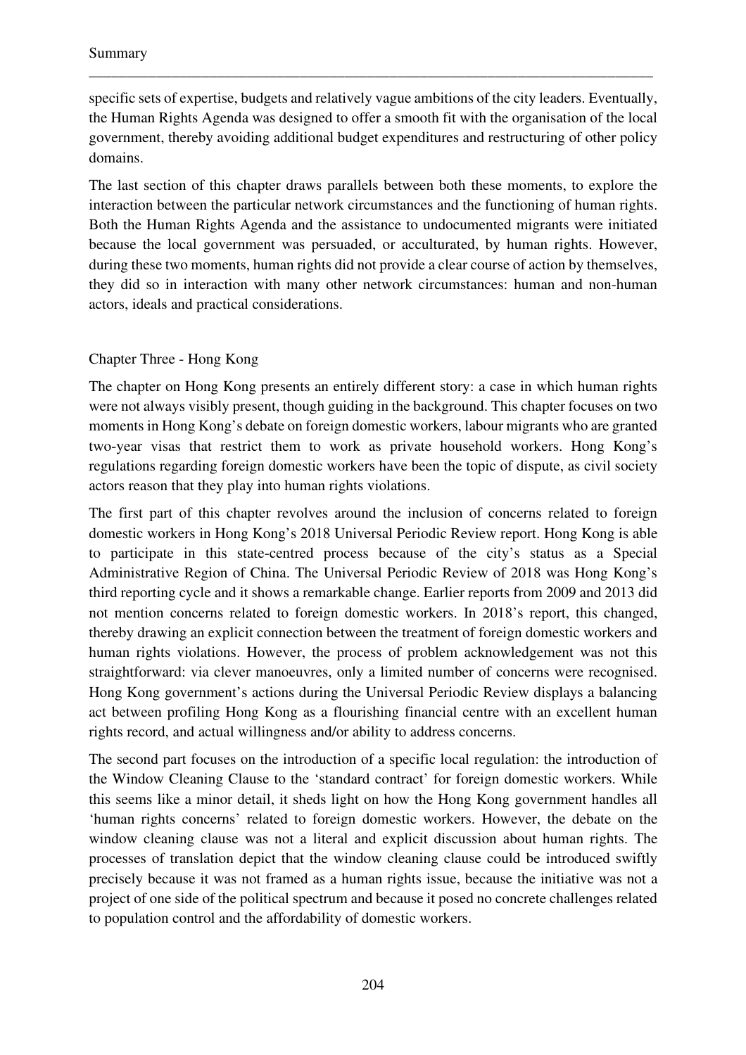specific sets of expertise, budgets and relatively vague ambitions of the city leaders. Eventually, the Human Rights Agenda was designed to offer a smooth fit with the organisation of the local government, thereby avoiding additional budget expenditures and restructuring of other policy domains.

The last section of this chapter draws parallels between both these moments, to explore the interaction between the particular network circumstances and the functioning of human rights. Both the Human Rights Agenda and the assistance to undocumented migrants were initiated because the local government was persuaded, or acculturated, by human rights. However, during these two moments, human rights did not provide a clear course of action by themselves, they did so in interaction with many other network circumstances: human and non-human actors, ideals and practical considerations.

## Chapter Three - Hong Kong

The chapter on Hong Kong presents an entirely different story: a case in which human rights were not always visibly present, though guiding in the background. This chapter focuses on two moments in Hong Kong's debate on foreign domestic workers, labour migrants who are granted two-year visas that restrict them to work as private household workers. Hong Kong's regulations regarding foreign domestic workers have been the topic of dispute, as civil society actors reason that they play into human rights violations.

The first part of this chapter revolves around the inclusion of concerns related to foreign domestic workers in Hong Kong's 2018 Universal Periodic Review report. Hong Kong is able to participate in this state-centred process because of the city's status as a Special Administrative Region of China. The Universal Periodic Review of 2018 was Hong Kong's third reporting cycle and it shows a remarkable change. Earlier reports from 2009 and 2013 did not mention concerns related to foreign domestic workers. In 2018's report, this changed, thereby drawing an explicit connection between the treatment of foreign domestic workers and human rights violations. However, the process of problem acknowledgement was not this straightforward: via clever manoeuvres, only a limited number of concerns were recognised. Hong Kong government's actions during the Universal Periodic Review displays a balancing act between profiling Hong Kong as a flourishing financial centre with an excellent human rights record, and actual willingness and/or ability to address concerns.

The second part focuses on the introduction of a specific local regulation: the introduction of the Window Cleaning Clause to the 'standard contract' for foreign domestic workers. While this seems like a minor detail, it sheds light on how the Hong Kong government handles all 'human rights concerns' related to foreign domestic workers. However, the debate on the window cleaning clause was not a literal and explicit discussion about human rights. The processes of translation depict that the window cleaning clause could be introduced swiftly precisely because it was not framed as a human rights issue, because the initiative was not a project of one side of the political spectrum and because it posed no concrete challenges related to population control and the affordability of domestic workers.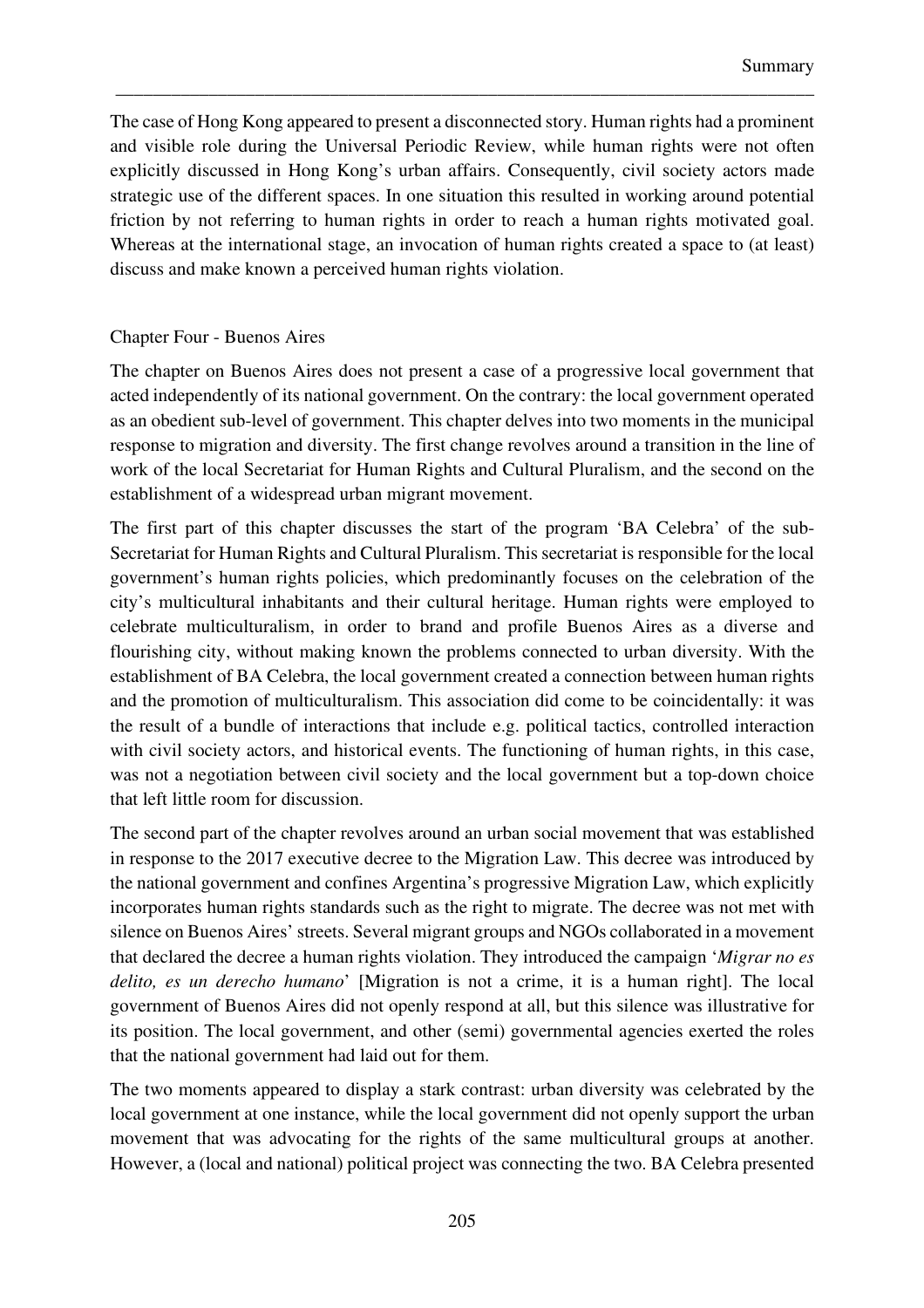The case of Hong Kong appeared to present a disconnected story. Human rights had a prominent and visible role during the Universal Periodic Review, while human rights were not often explicitly discussed in Hong Kong's urban affairs. Consequently, civil society actors made strategic use of the different spaces. In one situation this resulted in working around potential friction by not referring to human rights in order to reach a human rights motivated goal. Whereas at the international stage, an invocation of human rights created a space to (at least) discuss and make known a perceived human rights violation.

### Chapter Four - Buenos Aires

The chapter on Buenos Aires does not present a case of a progressive local government that acted independently of its national government. On the contrary: the local government operated as an obedient sub-level of government. This chapter delves into two moments in the municipal response to migration and diversity. The first change revolves around a transition in the line of work of the local Secretariat for Human Rights and Cultural Pluralism, and the second on the establishment of a widespread urban migrant movement.

The first part of this chapter discusses the start of the program 'BA Celebra' of the sub-Secretariat for Human Rights and Cultural Pluralism. This secretariat is responsible for the local government's human rights policies, which predominantly focuses on the celebration of the city's multicultural inhabitants and their cultural heritage. Human rights were employed to celebrate multiculturalism, in order to brand and profile Buenos Aires as a diverse and flourishing city, without making known the problems connected to urban diversity. With the establishment of BA Celebra, the local government created a connection between human rights and the promotion of multiculturalism. This association did come to be coincidentally: it was the result of a bundle of interactions that include e.g. political tactics, controlled interaction with civil society actors, and historical events. The functioning of human rights, in this case, was not a negotiation between civil society and the local government but a top-down choice that left little room for discussion.

The second part of the chapter revolves around an urban social movement that was established in response to the 2017 executive decree to the Migration Law. This decree was introduced by the national government and confines Argentina's progressive Migration Law, which explicitly incorporates human rights standards such as the right to migrate. The decree was not met with silence on Buenos Aires' streets. Several migrant groups and NGOs collaborated in a movement that declared the decree a human rights violation. They introduced the campaign '*Migrar no es delito, es un derecho humano*' [Migration is not a crime, it is a human right]. The local government of Buenos Aires did not openly respond at all, but this silence was illustrative for its position. The local government, and other (semi) governmental agencies exerted the roles that the national government had laid out for them.

The two moments appeared to display a stark contrast: urban diversity was celebrated by the local government at one instance, while the local government did not openly support the urban movement that was advocating for the rights of the same multicultural groups at another. However, a (local and national) political project was connecting the two. BA Celebra presented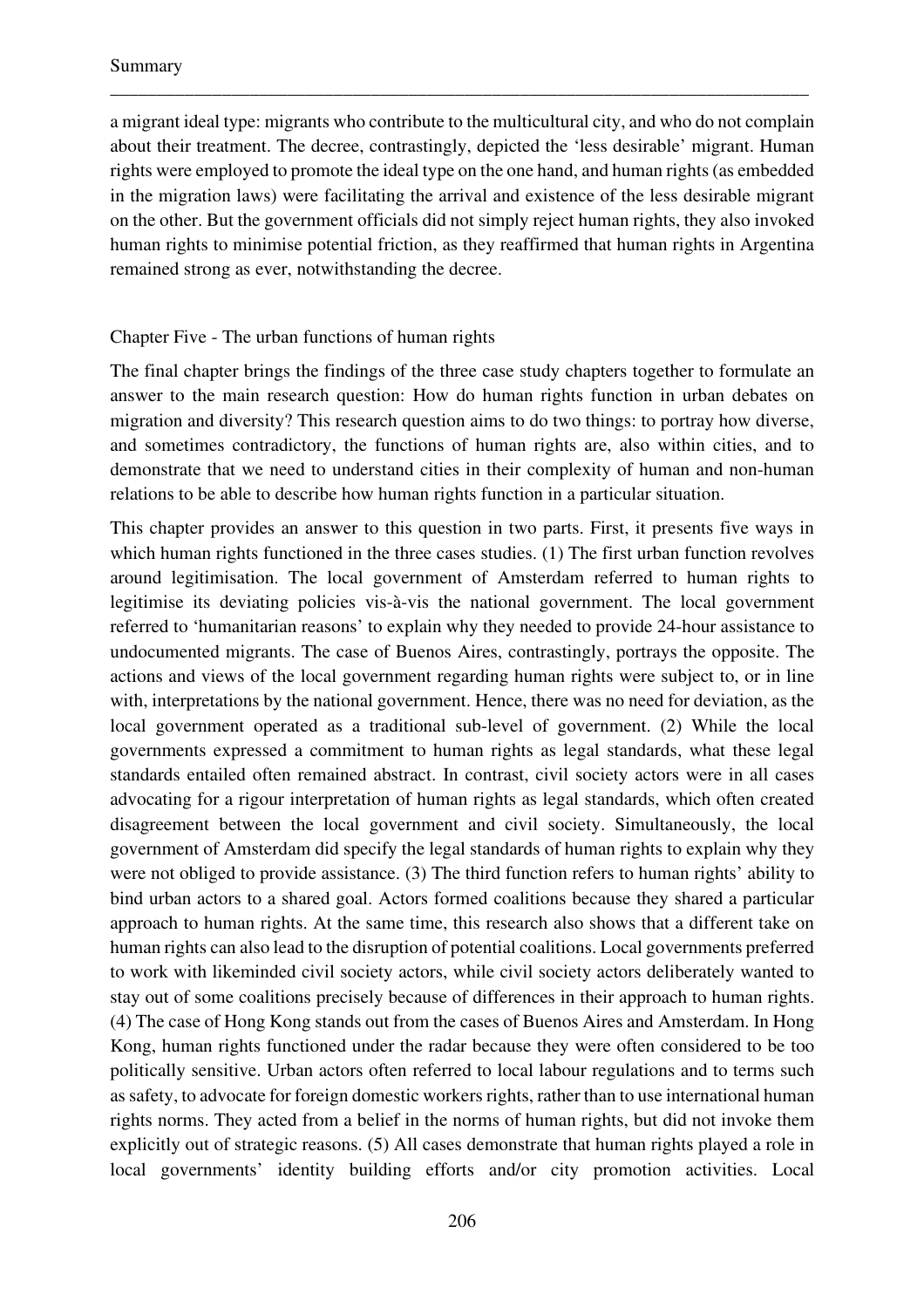a migrant ideal type: migrants who contribute to the multicultural city, and who do not complain about their treatment. The decree, contrastingly, depicted the 'less desirable' migrant. Human rights were employed to promote the ideal type on the one hand, and human rights (as embedded in the migration laws) were facilitating the arrival and existence of the less desirable migrant on the other. But the government officials did not simply reject human rights, they also invoked human rights to minimise potential friction, as they reaffirmed that human rights in Argentina remained strong as ever, notwithstanding the decree.

## Chapter Five - The urban functions of human rights

The final chapter brings the findings of the three case study chapters together to formulate an answer to the main research question: How do human rights function in urban debates on migration and diversity? This research question aims to do two things: to portray how diverse, and sometimes contradictory, the functions of human rights are, also within cities, and to demonstrate that we need to understand cities in their complexity of human and non-human relations to be able to describe how human rights function in a particular situation.

This chapter provides an answer to this question in two parts. First, it presents five ways in which human rights functioned in the three cases studies. (1) The first urban function revolves around legitimisation. The local government of Amsterdam referred to human rights to legitimise its deviating policies vis-à-vis the national government. The local government referred to 'humanitarian reasons' to explain why they needed to provide 24-hour assistance to undocumented migrants. The case of Buenos Aires, contrastingly, portrays the opposite. The actions and views of the local government regarding human rights were subject to, or in line with, interpretations by the national government. Hence, there was no need for deviation, as the local government operated as a traditional sub-level of government. (2) While the local governments expressed a commitment to human rights as legal standards, what these legal standards entailed often remained abstract. In contrast, civil society actors were in all cases advocating for a rigour interpretation of human rights as legal standards, which often created disagreement between the local government and civil society. Simultaneously, the local government of Amsterdam did specify the legal standards of human rights to explain why they were not obliged to provide assistance. (3) The third function refers to human rights' ability to bind urban actors to a shared goal. Actors formed coalitions because they shared a particular approach to human rights. At the same time, this research also shows that a different take on human rights can also lead to the disruption of potential coalitions. Local governments preferred to work with likeminded civil society actors, while civil society actors deliberately wanted to stay out of some coalitions precisely because of differences in their approach to human rights. (4) The case of Hong Kong stands out from the cases of Buenos Aires and Amsterdam. In Hong Kong, human rights functioned under the radar because they were often considered to be too politically sensitive. Urban actors often referred to local labour regulations and to terms such as safety, to advocate for foreign domestic workers rights, rather than to use international human rights norms. They acted from a belief in the norms of human rights, but did not invoke them explicitly out of strategic reasons. (5) All cases demonstrate that human rights played a role in local governments' identity building efforts and/or city promotion activities. Local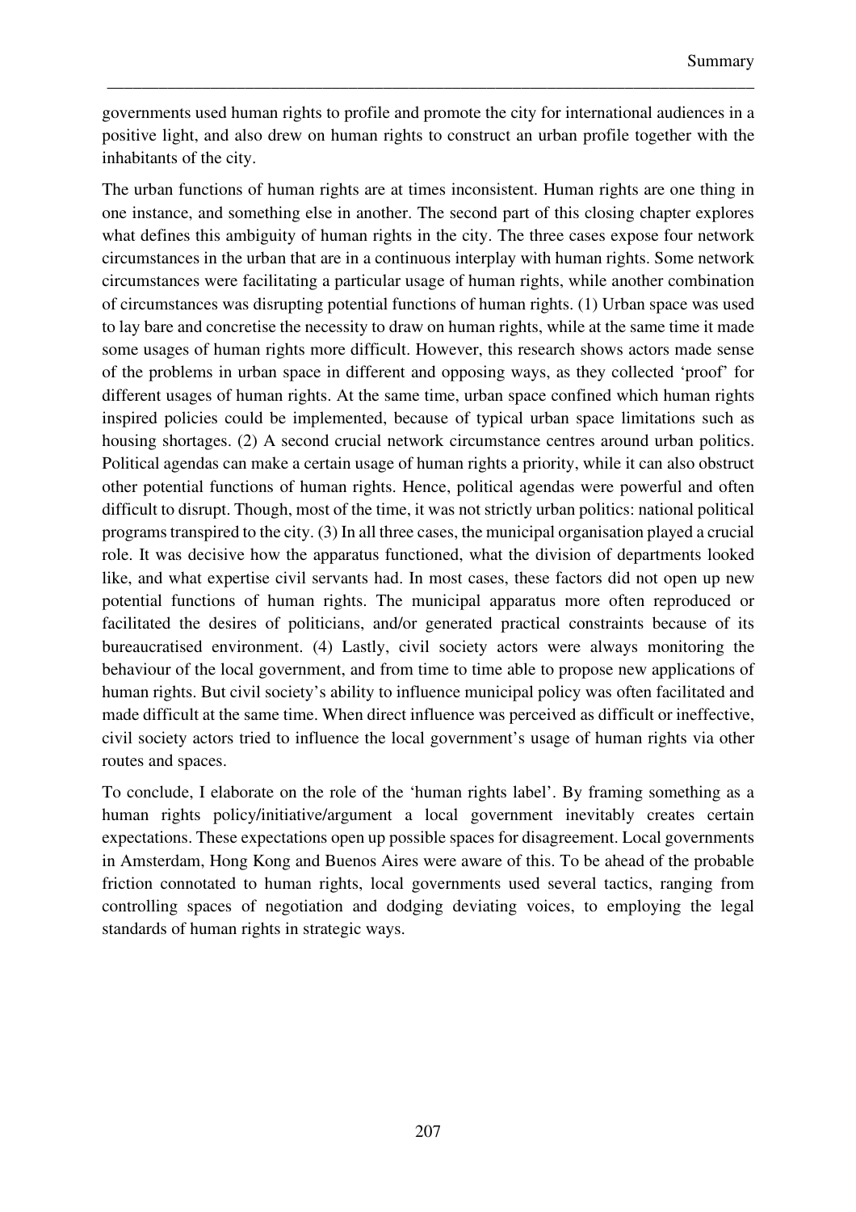governments used human rights to profile and promote the city for international audiences in a positive light, and also drew on human rights to construct an urban profile together with the inhabitants of the city.

The urban functions of human rights are at times inconsistent. Human rights are one thing in one instance, and something else in another. The second part of this closing chapter explores what defines this ambiguity of human rights in the city. The three cases expose four network circumstances in the urban that are in a continuous interplay with human rights. Some network circumstances were facilitating a particular usage of human rights, while another combination of circumstances was disrupting potential functions of human rights. (1) Urban space was used to lay bare and concretise the necessity to draw on human rights, while at the same time it made some usages of human rights more difficult. However, this research shows actors made sense of the problems in urban space in different and opposing ways, as they collected 'proof' for different usages of human rights. At the same time, urban space confined which human rights inspired policies could be implemented, because of typical urban space limitations such as housing shortages. (2) A second crucial network circumstance centres around urban politics. Political agendas can make a certain usage of human rights a priority, while it can also obstruct other potential functions of human rights. Hence, political agendas were powerful and often difficult to disrupt. Though, most of the time, it was not strictly urban politics: national political programs transpired to the city. (3) In all three cases, the municipal organisation played a crucial role. It was decisive how the apparatus functioned, what the division of departments looked like, and what expertise civil servants had. In most cases, these factors did not open up new potential functions of human rights. The municipal apparatus more often reproduced or facilitated the desires of politicians, and/or generated practical constraints because of its bureaucratised environment. (4) Lastly, civil society actors were always monitoring the behaviour of the local government, and from time to time able to propose new applications of human rights. But civil society's ability to influence municipal policy was often facilitated and made difficult at the same time. When direct influence was perceived as difficult or ineffective, civil society actors tried to influence the local government's usage of human rights via other routes and spaces.

To conclude, I elaborate on the role of the 'human rights label'. By framing something as a human rights policy/initiative/argument a local government inevitably creates certain expectations. These expectations open up possible spaces for disagreement. Local governments in Amsterdam, Hong Kong and Buenos Aires were aware of this. To be ahead of the probable friction connotated to human rights, local governments used several tactics, ranging from controlling spaces of negotiation and dodging deviating voices, to employing the legal standards of human rights in strategic ways.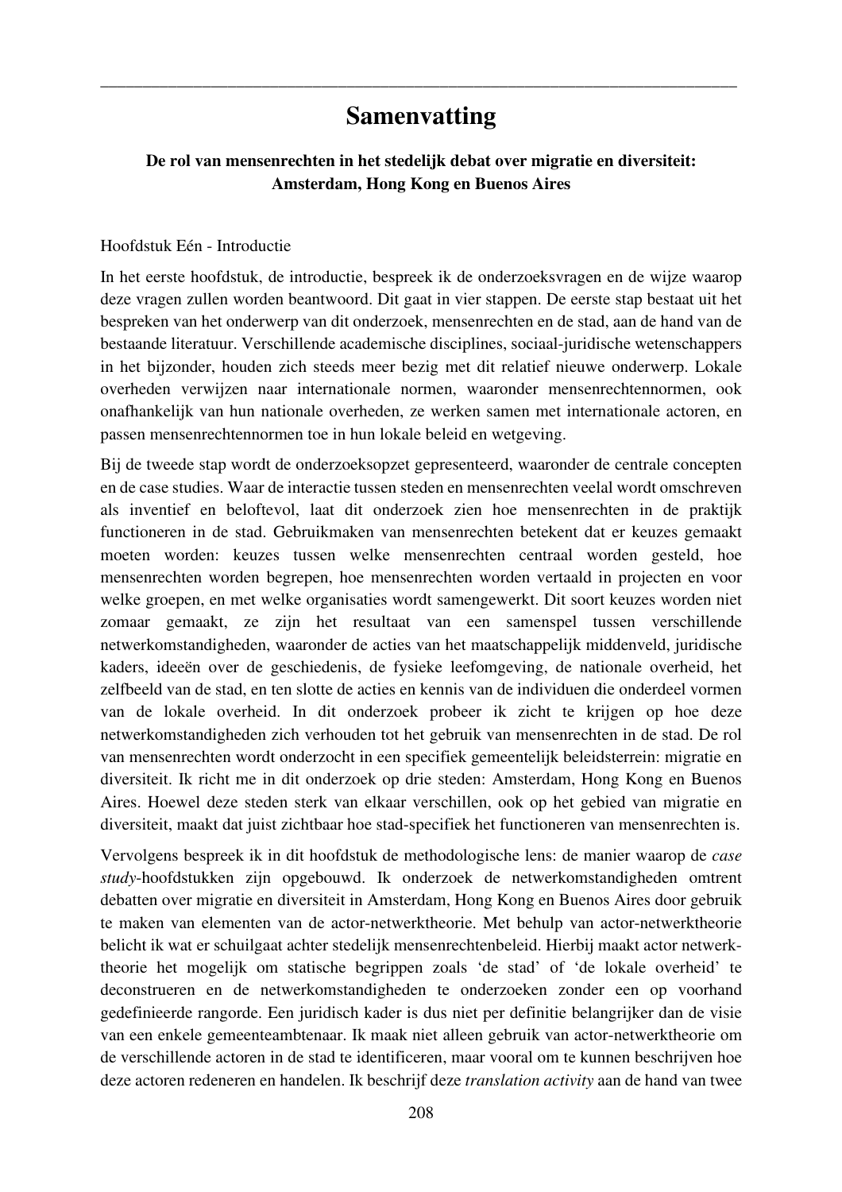# Samenvatting

**De rol van mensenrechten in het stedelijk debat over migratie en diversiteit: Amsterdam, Hong Kong en Buenos Aires**

Hoofdstuk Eén - Introductie

In het eerste hoofdstuk, de introductie, bespreek ik de onderzoeksvragen en de wijze waarop deze vragen zullen worden beantwoord. Dit gaat in vier stappen. De eerste stap bestaat uit het bespreken van het onderwerp van dit onderzoek, mensenrechten en de stad, aan de hand van de bestaande literatuur. Verschillende academische disciplines, sociaal-juridische wetenschappers in het bijzonder, houden zich steeds meer bezig met dit relatief nieuwe onderwerp. Lokale overheden verwijzen naar internationale normen, waaronder mensenrechtennormen, ook onafhankelijk van hun nationale overheden, ze werken samen met internationale actoren, en passen mensenrechtennormen toe in hun lokale beleid en wetgeving.

Bij de tweede stap wordt de onderzoeksopzet gepresenteerd, waaronder de centrale concepten en de case studies. Waar de interactie tussen steden en mensenrechten veelal wordt omschreven als inventief en beloftevol, laat dit onderzoek zien hoe mensenrechten in de praktijk functioneren in de stad. Gebruikmaken van mensenrechten betekent dat er keuzes gemaakt moeten worden: keuzes tussen welke mensenrechten centraal worden gesteld, hoe mensenrechten worden begrepen, hoe mensenrechten worden vertaald in projecten en voor welke groepen, en met welke organisaties wordt samengewerkt. Dit soort keuzes worden niet zomaar gemaakt, ze zijn het resultaat van een samenspel tussen verschillende netwerkomstandigheden, waaronder de acties van het maatschappelijk middenveld, juridische kaders, ideeën over de geschiedenis, de fysieke leefomgeving, de nationale overheid, het zelfbeeld van de stad, en ten slotte de acties en kennis van de individuen die onderdeel vormen van de lokale overheid. In dit onderzoek probeer ik zicht te krijgen op hoe deze netwerkomstandigheden zich verhouden tot het gebruik van mensenrechten in de stad. De rol van mensenrechten wordt onderzocht in een specifiek gemeentelijk beleidsterrein: migratie en diversiteit. Ik richt me in dit onderzoek op drie steden: Amsterdam, Hong Kong en Buenos Aires. Hoewel deze steden sterk van elkaar verschillen, ook op het gebied van migratie en diversiteit, maakt dat juist zichtbaar hoe stad-specifiek het functioneren van mensenrechten is.

Vervolgens bespreek ik in dit hoofdstuk de methodologische lens: de manier waarop de *case study*-hoofdstukken zijn opgebouwd. Ik onderzoek de netwerkomstandigheden omtrent debatten over migratie en diversiteit in Amsterdam, Hong Kong en Buenos Aires door gebruik te maken van elementen van de actor-netwerktheorie. Met behulp van actor-netwerktheorie belicht ik wat er schuilgaat achter stedelijk mensenrechtenbeleid. Hierbij maakt actor netwerk-theorie het mogelijk om statische begrippen zoals 'de stad' of 'de lokale overheid' te deconstrueren en de netwerkomstandigheden te onderzoeken zonder een op voorhand gedefinieerde rangorde. Een juridisch kader is dus niet per definitie belangrijker dan de visie van een enkele gemeenteambtenaar. Ik maak niet alleen gebruik van actor-netwerktheorie om de verschillende actoren in de stad te identificeren, maar vooral om te kunnen beschrijven hoe deze actoren redeneren en handelen. Ik beschrijf deze *translation activity* aan de hand van twee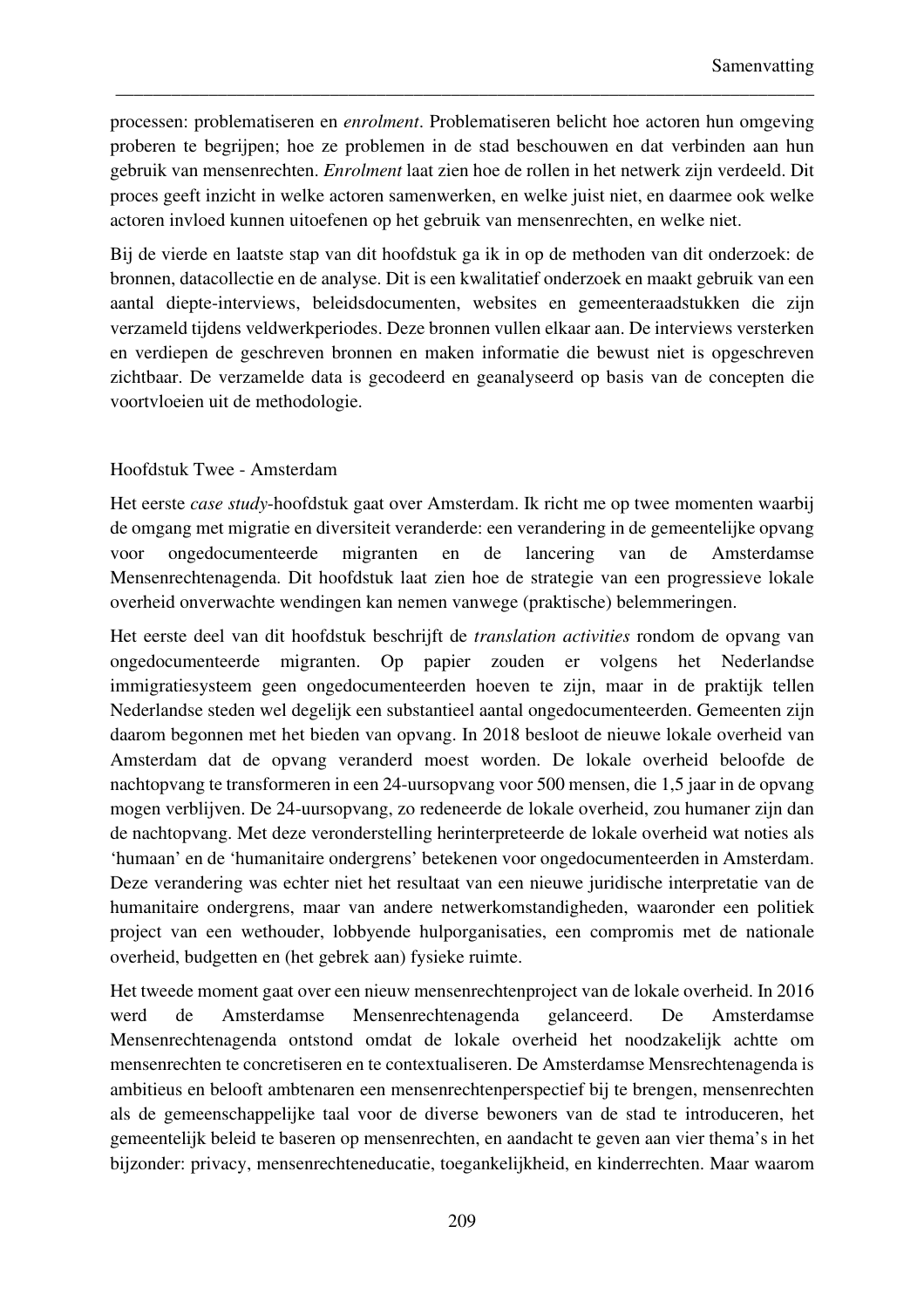processen: problematiseren en *enrolment*. Problematiseren belicht hoe actoren hun omgeving proberen te begrijpen; hoe ze problemen in de stad beschouwen en dat verbinden aan hun gebruik van mensenrechten. *Enrolment* laat zien hoe de rollen in het netwerk zijn verdeeld. Dit proces geeft inzicht in welke actoren samenwerken, en welke juist niet, en daarmee ook welke actoren invloed kunnen uitoefenen op het gebruik van mensenrechten, en welke niet.

Bij de vierde en laatste stap van dit hoofdstuk ga ik in op de methoden van dit onderzoek: de bronnen, datacollectie en de analyse. Dit is een kwalitatief onderzoek en maakt gebruik van een aantal diepte-interviews, beleidsdocumenten, websites en gemeenteraadstukken die zijn verzameld tijdens veldwerkperiodes. Deze bronnen vullen elkaar aan. De interviews versterken en verdiepen de geschreven bronnen en maken informatie die bewust niet is opgeschreven zichtbaar. De verzamelde data is gecodeerd en geanalyseerd op basis van de concepten die voortvloeien uit de methodologie.

## Hoofdstuk Twee - Amsterdam

Het eerste *case study*-hoofdstuk gaat over Amsterdam. Ik richt me op twee momenten waarbij de omgang met migratie en diversiteit veranderde: een verandering in de gemeentelijke opvang voor ongedocumenteerde migranten en de lancering van de Amsterdamse Mensenrechtenagenda. Dit hoofdstuk laat zien hoe de strategie van een progressieve lokale overheid onverwachte wendingen kan nemen vanwege (praktische) belemmeringen.

Het eerste deel van dit hoofdstuk beschrijft de *translation activities* rondom de opvang van ongedocumenteerde migranten. Op papier zouden er volgens het Nederlandse immigratiesysteem geen ongedocumenteerden hoeven te zijn, maar in de praktijk tellen Nederlandse steden wel degelijk een substantieel aantal ongedocumenteerden. Gemeenten zijn daarom begonnen met het bieden van opvang. In 2018 besloot de nieuwe lokale overheid van Amsterdam dat de opvang veranderd moest worden. De lokale overheid beloofde de nachtopvang te transformeren in een 24-uursopvang voor 500 mensen, die 1,5 jaar in de opvang mogen verblijven. De 24-uursopvang, zo redeneerde de lokale overheid, zou humaner zijn dan de nachtopvang. Met deze veronderstelling herinterpreteerde de lokale overheid wat noties als 'humaan' en de 'humanitaire ondergrens' betekenen voor ongedocumenteerden in Amsterdam. Deze verandering was echter niet het resultaat van een nieuwe juridische interpretatie van de humanitaire ondergrens, maar van andere netwerkomstandigheden, waaronder een politiek project van een wethouder, lobbyende hulporganisaties, een compromis met de nationale overheid, budgetten en (het gebrek aan) fysieke ruimte.

Het tweede moment gaat over een nieuw mensenrechtenproject van de lokale overheid. In 2016 werd de Amsterdamse Mensenrechtenagenda gelanceerd. De Amsterdamse Mensenrechtenagenda ontstond omdat de lokale overheid het noodzakelijk achtte om mensenrechten te concretiseren en te contextualiseren. De Amsterdamse Mensrechtenagenda is ambitieus en belooft ambtenaren een mensenrechtenperspectief bij te brengen, mensenrechten als de gemeenschappelijke taal voor de diverse bewoners van de stad te introduceren, het gemeentelijk beleid te baseren op mensenrechten, en aandacht te geven aan vier thema's in het bijzonder: privacy, mensenrechteneducatie, toegankelijkheid, en kinderrechten. Maar waarom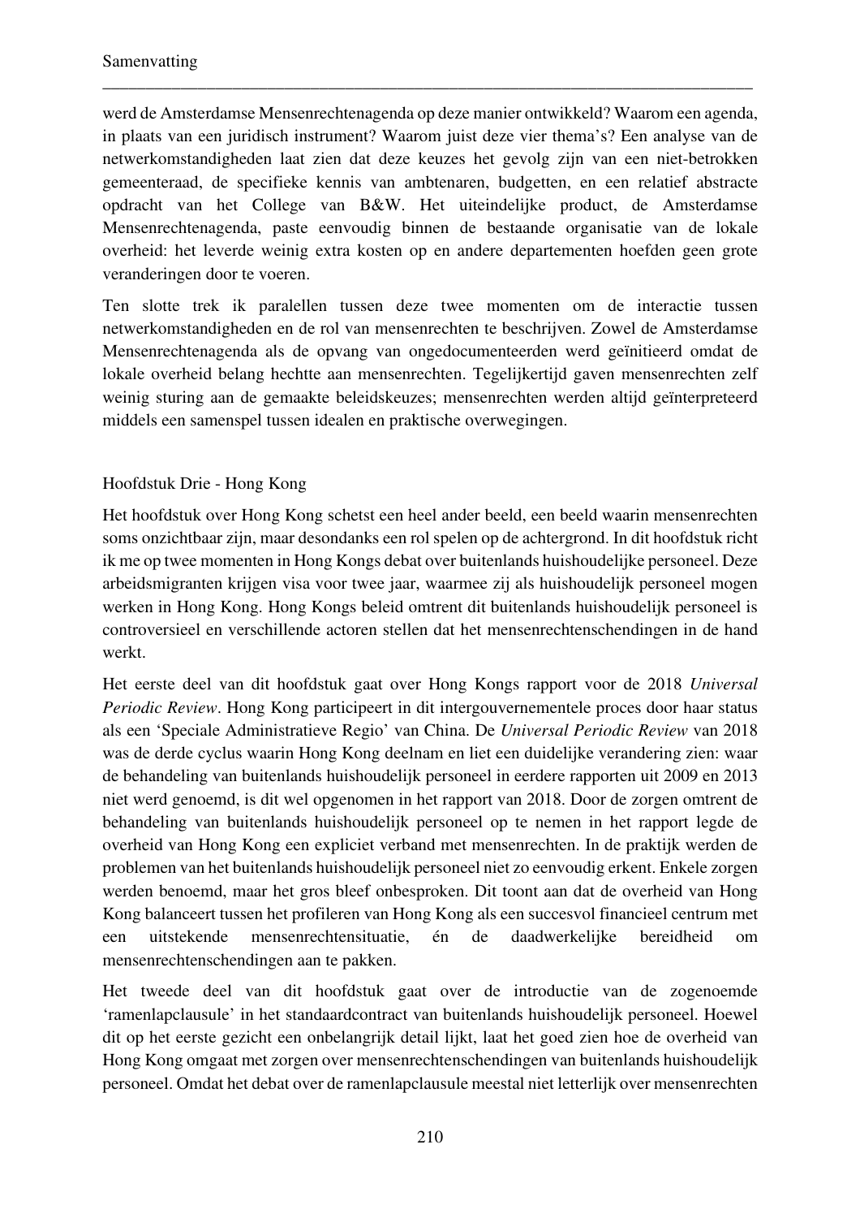werd de Amsterdamse Mensenrechtenagenda op deze manier ontwikkeld? Waarom een agenda, in plaats van een juridisch instrument? Waarom juist deze vier thema's? Een analyse van de netwerkomstandigheden laat zien dat deze keuzes het gevolg zijn van een niet-betrokken gemeenteraad, de specifieke kennis van ambtenaren, budgetten, en een relatief abstracte opdracht van het College van B&W. Het uiteindelijke product, de Amsterdamse Mensenrechtenagenda, paste eenvoudig binnen de bestaande organisatie van de lokale overheid: het leverde weinig extra kosten op en andere departementen hoefden geen grote veranderingen door te voeren.

Ten slotte trek ik paralellen tussen deze twee momenten om de interactie tussen netwerkomstandigheden en de rol van mensenrechten te beschrijven. Zowel de Amsterdamse Mensenrechtenagenda als de opvang van ongedocumenteerden werd geïnitieerd omdat de lokale overheid belang hechtte aan mensenrechten. Tegelijkertijd gaven mensenrechten zelf weinig sturing aan de gemaakte beleidskeuzes; mensenrechten werden altijd geïnterpreteerd middels een samenspel tussen idealen en praktische overwegingen.

## Hoofdstuk Drie - Hong Kong

Het hoofdstuk over Hong Kong schetst een heel ander beeld, een beeld waarin mensenrechten soms onzichtbaar zijn, maar desondanks een rol spelen op de achtergrond. In dit hoofdstuk richt ik me op twee momenten in Hong Kongs debat over buitenlands huishoudelijke personeel. Deze arbeidsmigranten krijgen visa voor twee jaar, waarmee zij als huishoudelijk personeel mogen werken in Hong Kong. Hong Kongs beleid omtrent dit buitenlands huishoudelijk personeel is controversieel en verschillende actoren stellen dat het mensenrechtenschendingen in de hand werkt.

Het eerste deel van dit hoofdstuk gaat over Hong Kongs rapport voor de 2018 *Universal Periodic Review*. Hong Kong participeert in dit intergouvernementele proces door haar status als een 'Speciale Administratieve Regio' van China. De *Universal Periodic Review* van 2018 was de derde cyclus waarin Hong Kong deelnam en liet een duidelijke verandering zien: waar de behandeling van buitenlands huishoudelijk personeel in eerdere rapporten uit 2009 en 2013 niet werd genoemd, is dit wel opgenomen in het rapport van 2018. Door de zorgen omtrent de behandeling van buitenlands huishoudelijk personeel op te nemen in het rapport legde de overheid van Hong Kong een expliciet verband met mensenrechten. In de praktijk werden de problemen van het buitenlands huishoudelijk personeel niet zo eenvoudig erkent. Enkele zorgen werden benoemd, maar het gros bleef onbesproken. Dit toont aan dat de overheid van Hong Kong balanceert tussen het profileren van Hong Kong als een succesvol financieel centrum met een uitstekende mensenrechtensituatie, én de daadwerkelijke bereidheid om mensenrechtenschendingen aan te pakken.

Het tweede deel van dit hoofdstuk gaat over de introductie van de zogenoemde 'ramenlapclausule' in het standaardcontract van buitenlands huishoudelijk personeel. Hoewel dit op het eerste gezicht een onbelangrijk detail lijkt, laat het goed zien hoe de overheid van Hong Kong omgaat met zorgen over mensenrechtenschendingen van buitenlands huishoudelijk personeel. Omdat het debat over de ramenlapclausule meestal niet letterlijk over mensenrechten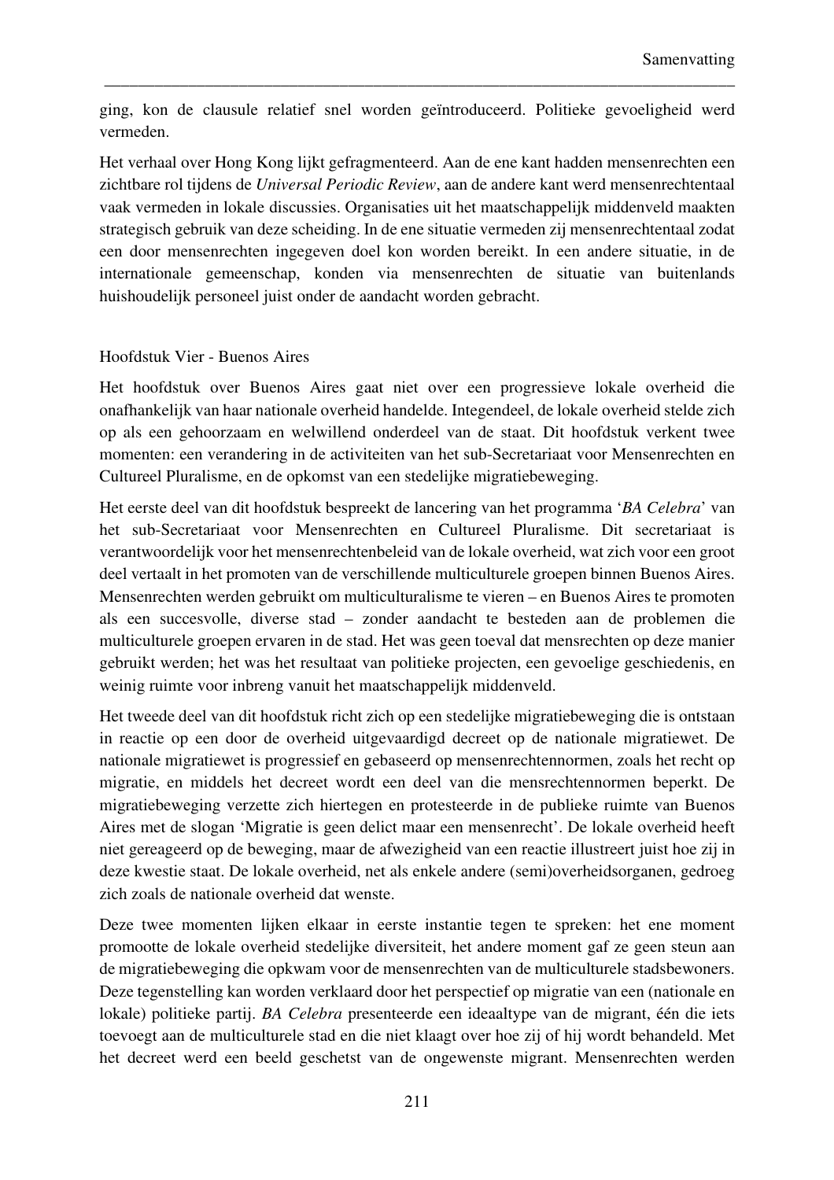ging, kon de clausule relatief snel worden geïntroduceerd. Politieke gevoeligheid werd vermeden.

Het verhaal over Hong Kong lijkt gefragmenteerd. Aan de ene kant hadden mensenrechten een zichtbare rol tijdens de *Universal Periodic Review*, aan de andere kant werd mensenrechtentaal vaak vermeden in lokale discussies. Organisaties uit het maatschappelijk middenveld maakten strategisch gebruik van deze scheiding. In de ene situatie vermeden zij mensenrechtentaal zodat een door mensenrechten ingegeven doel kon worden bereikt. In een andere situatie, in de internationale gemeenschap, konden via mensenrechten de situatie van buitenlands huishoudelijk personeel juist onder de aandacht worden gebracht.

### Hoofdstuk Vier - Buenos Aires

Het hoofdstuk over Buenos Aires gaat niet over een progressieve lokale overheid die onafhankelijk van haar nationale overheid handelde. Integendeel, de lokale overheid stelde zich op als een gehoorzaam en welwillend onderdeel van de staat. Dit hoofdstuk verkent twee momenten: een verandering in de activiteiten van het sub-Secretariaat voor Mensenrechten en Cultureel Pluralisme, en de opkomst van een stedelijke migratiebeweging.

Het eerste deel van dit hoofdstuk bespreekt de lancering van het programma '*BA Celebra*' van het sub-Secretariaat voor Mensenrechten en Cultureel Pluralisme. Dit secretariaat is verantwoordelijk voor het mensenrechtenbeleid van de lokale overheid, wat zich voor een groot deel vertaalt in het promoten van de verschillende multiculturele groepen binnen Buenos Aires. Mensenrechten werden gebruikt om multiculturalisme te vieren – en Buenos Aires te promoten als een succesvolle, diverse stad – zonder aandacht te besteden aan de problemen die multiculturele groepen ervaren in de stad. Het was geen toeval dat mensrechten op deze manier gebruikt werden; het was het resultaat van politieke projecten, een gevoelige geschiedenis, en weinig ruimte voor inbreng vanuit het maatschappelijk middenveld.

Het tweede deel van dit hoofdstuk richt zich op een stedelijke migratiebeweging die is ontstaan in reactie op een door de overheid uitgevaardigd decreet op de nationale migratiewet. De nationale migratiewet is progressief en gebaseerd op mensenrechtennormen, zoals het recht op migratie, en middels het decreet wordt een deel van die mensrechtennormen beperkt. De migratiebeweging verzette zich hiertegen en protesteerde in de publieke ruimte van Buenos Aires met de slogan 'Migratie is geen delict maar een mensenrecht'. De lokale overheid heeft niet gereageerd op de beweging, maar de afwezigheid van een reactie illustreert juist hoe zij in deze kwestie staat. De lokale overheid, net als enkele andere (semi)overheidsorganen, gedroeg zich zoals de nationale overheid dat wenste.

Deze twee momenten lijken elkaar in eerste instantie tegen te spreken: het ene moment promootte de lokale overheid stedelijke diversiteit, het andere moment gaf ze geen steun aan de migratiebeweging die opkwam voor de mensenrechten van de multiculturele stadsbewoners. Deze tegenstelling kan worden verklaard door het perspectief op migratie van een (nationale en lokale) politieke partij. *BA Celebra* presenteerde een ideaaltype van de migrant, één die iets toevoegt aan de multiculturele stad en die niet klaagt over hoe zij of hij wordt behandeld. Met het decreet werd een beeld geschetst van de ongewenste migrant. Mensenrechten werden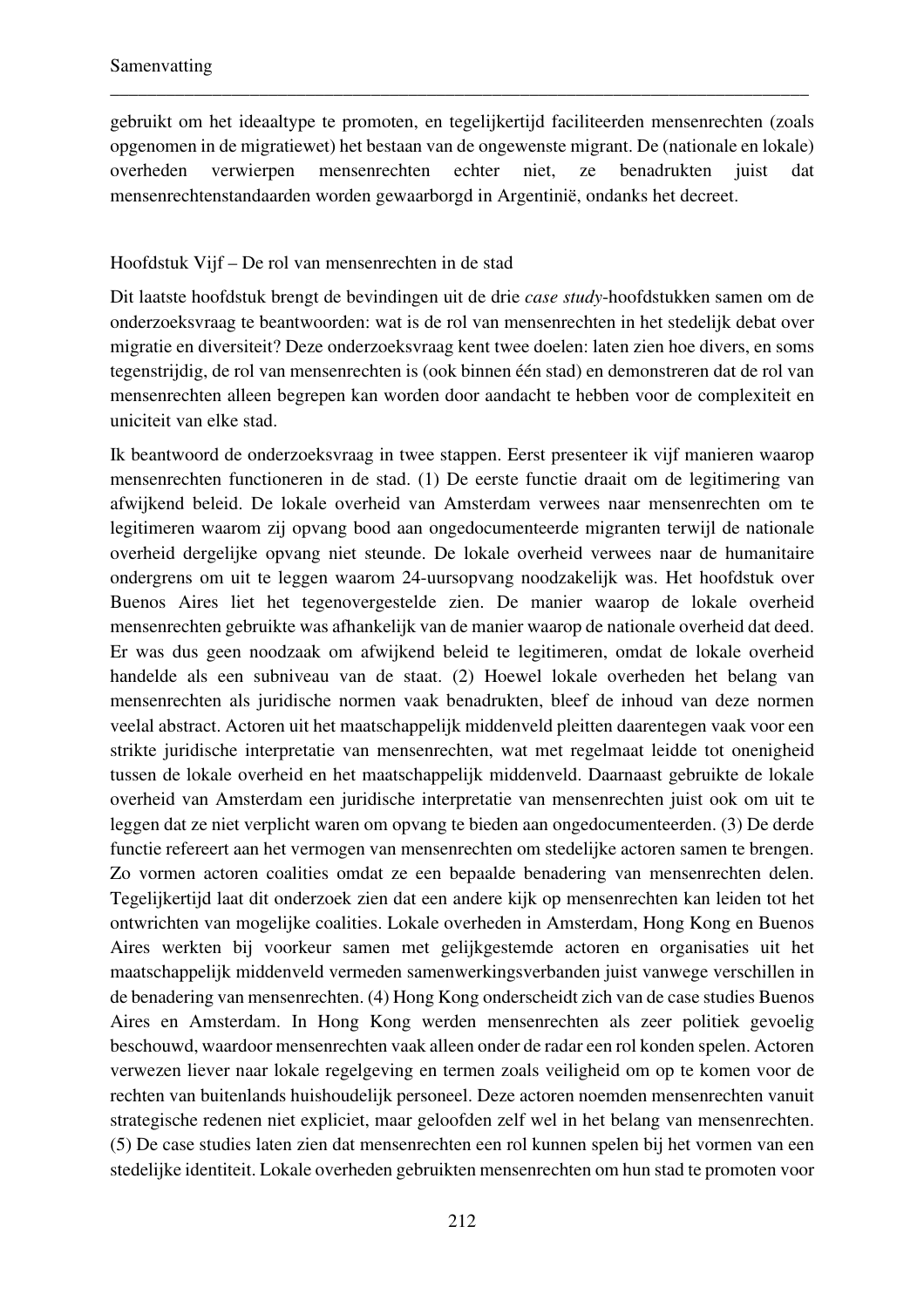gebruikt om het ideaaltype te promoten, en tegelijkertijd faciliteerden mensenrechten (zoals opgenomen in de migratiewet) het bestaan van de ongewenste migrant. De (nationale en lokale) overheden verwierpen mensenrechten echter niet, ze benadrukten juist dat mensenrechtenstandaarden worden gewaarborgd in Argentinië, ondanks het decreet.

## Hoofdstuk Vijf – De rol van mensenrechten in de stad

Dit laatste hoofdstuk brengt de bevindingen uit de drie *case study*-hoofdstukken samen om de onderzoeksvraag te beantwoorden: wat is de rol van mensenrechten in het stedelijk debat over migratie en diversiteit? Deze onderzoeksvraag kent twee doelen: laten zien hoe divers, en soms tegenstrijdig, de rol van mensenrechten is (ook binnen één stad) en demonstreren dat de rol van mensenrechten alleen begrepen kan worden door aandacht te hebben voor de complexiteit en uniciteit van elke stad.

Ik beantwoord de onderzoeksvraag in twee stappen. Eerst presenteer ik vijf manieren waarop mensenrechten functioneren in de stad. (1) De eerste functie draait om de legitimering van afwijkend beleid. De lokale overheid van Amsterdam verwees naar mensenrechten om te legitimeren waarom zij opvang bood aan ongedocumenteerde migranten terwijl de nationale overheid dergelijke opvang niet steunde. De lokale overheid verwees naar de humanitaire ondergrens om uit te leggen waarom 24-uursopvang noodzakelijk was. Het hoofdstuk over Buenos Aires liet het tegenovergestelde zien. De manier waarop de lokale overheid mensenrechten gebruikte was afhankelijk van de manier waarop de nationale overheid dat deed. Er was dus geen noodzaak om afwijkend beleid te legitimeren, omdat de lokale overheid handelde als een subniveau van de staat. (2) Hoewel lokale overheden het belang van mensenrechten als juridische normen vaak benadrukten, bleef de inhoud van deze normen veelal abstract. Actoren uit het maatschappelijk middenveld pleitten daarentegen vaak voor een strikte juridische interpretatie van mensenrechten, wat met regelmaat leidde tot onenigheid tussen de lokale overheid en het maatschappelijk middenveld. Daarnaast gebruikte de lokale overheid van Amsterdam een juridische interpretatie van mensenrechten juist ook om uit te leggen dat ze niet verplicht waren om opvang te bieden aan ongedocumenteerden. (3) De derde functie refereert aan het vermogen van mensenrechten om stedelijke actoren samen te brengen. Zo vormen actoren coalities omdat ze een bepaalde benadering van mensenrechten delen. Tegelijkertijd laat dit onderzoek zien dat een andere kijk op mensenrechten kan leiden tot het ontwrichten van mogelijke coalities. Lokale overheden in Amsterdam, Hong Kong en Buenos Aires werkten bij voorkeur samen met gelijkgestemde actoren en organisaties uit het maatschappelijk middenveld vermeden samenwerkingsverbanden juist vanwege verschillen in de benadering van mensenrechten. (4) Hong Kong onderscheidt zich van de case studies Buenos Aires en Amsterdam. In Hong Kong werden mensenrechten als zeer politiek gevoelig beschouwd, waardoor mensenrechten vaak alleen onder de radar een rol konden spelen. Actoren verwezen liever naar lokale regelgeving en termen zoals veiligheid om op te komen voor de rechten van buitenlands huishoudelijk personeel. Deze actoren noemden mensenrechten vanuit strategische redenen niet expliciet, maar geloofden zelf wel in het belang van mensenrechten. (5) De case studies laten zien dat mensenrechten een rol kunnen spelen bij het vormen van een stedelijke identiteit. Lokale overheden gebruikten mensenrechten om hun stad te promoten voor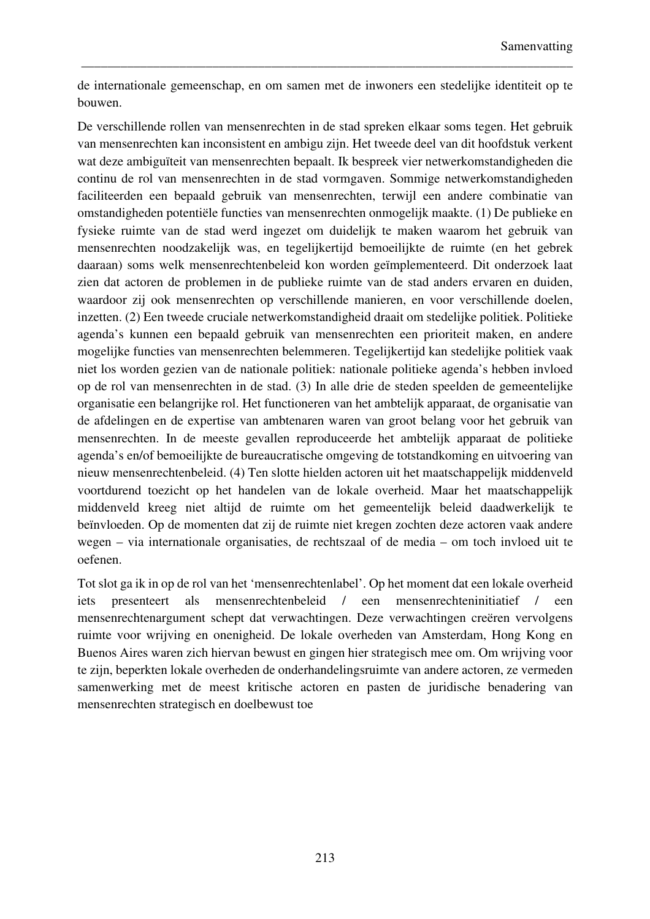de internationale gemeenschap, en om samen met de inwoners een stedelijke identiteit op te bouwen.

De verschillende rollen van mensenrechten in de stad spreken elkaar soms tegen. Het gebruik van mensenrechten kan inconsistent en ambigu zijn. Het tweede deel van dit hoofdstuk verkent wat deze ambiguïteit van mensenrechten bepaalt. Ik bespreek vier netwerkomstandigheden die continu de rol van mensenrechten in de stad vormgaven. Sommige netwerkomstandigheden faciliteerden een bepaald gebruik van mensenrechten, terwijl een andere combinatie van omstandigheden potentiële functies van mensenrechten onmogelijk maakte. (1) De publieke en fysieke ruimte van de stad werd ingezet om duidelijk te maken waarom het gebruik van mensenrechten noodzakelijk was, en tegelijkertijd bemoeilijkte de ruimte (en het gebrek daaraan) soms welk mensenrechtenbeleid kon worden geïmplementeerd. Dit onderzoek laat zien dat actoren de problemen in de publieke ruimte van de stad anders ervaren en duiden, waardoor zij ook mensenrechten op verschillende manieren, en voor verschillende doelen, inzetten. (2) Een tweede cruciale netwerkomstandigheid draait om stedelijke politiek. Politieke agenda's kunnen een bepaald gebruik van mensenrechten een prioriteit maken, en andere mogelijke functies van mensenrechten belemmeren. Tegelijkertijd kan stedelijke politiek vaak niet los worden gezien van de nationale politiek: nationale politieke agenda's hebben invloed op de rol van mensenrechten in de stad. (3) In alle drie de steden speelden de gemeentelijke organisatie een belangrijke rol. Het functioneren van het ambtelijk apparaat, de organisatie van de afdelingen en de expertise van ambtenaren waren van groot belang voor het gebruik van mensenrechten. In de meeste gevallen reproduceerde het ambtelijk apparaat de politieke agenda's en/of bemoeilijkte de bureaucratische omgeving de totstandkoming en uitvoering van nieuw mensenrechtenbeleid. (4) Ten slotte hielden actoren uit het maatschappelijk middenveld voortdurend toezicht op het handelen van de lokale overheid. Maar het maatschappelijk middenveld kreeg niet altijd de ruimte om het gemeentelijk beleid daadwerkelijk te beïnvloeden. Op de momenten dat zij de ruimte niet kregen zochten deze actoren vaak andere wegen – via internationale organisaties, de rechtszaal of de media – om toch invloed uit te oefenen.

Tot slot ga ik in op de rol van het 'mensenrechtenlabel'. Op het moment dat een lokale overheid iets presenteert als mensenrechtenbeleid / een mensenrechteninitiatief / een mensenrechtenargument schept dat verwachtingen. Deze verwachtingen creëren vervolgens ruimte voor wrijving en onenigheid. De lokale overheden van Amsterdam, Hong Kong en Buenos Aires waren zich hiervan bewust en gingen hier strategisch mee om. Om wrijving voor te zijn, beperkten lokale overheden de onderhandelingsruimte van andere actoren, ze vermeden samenwerking met de meest kritische actoren en pasten de juridische benadering van mensenrechten strategisch en doelbewust toe